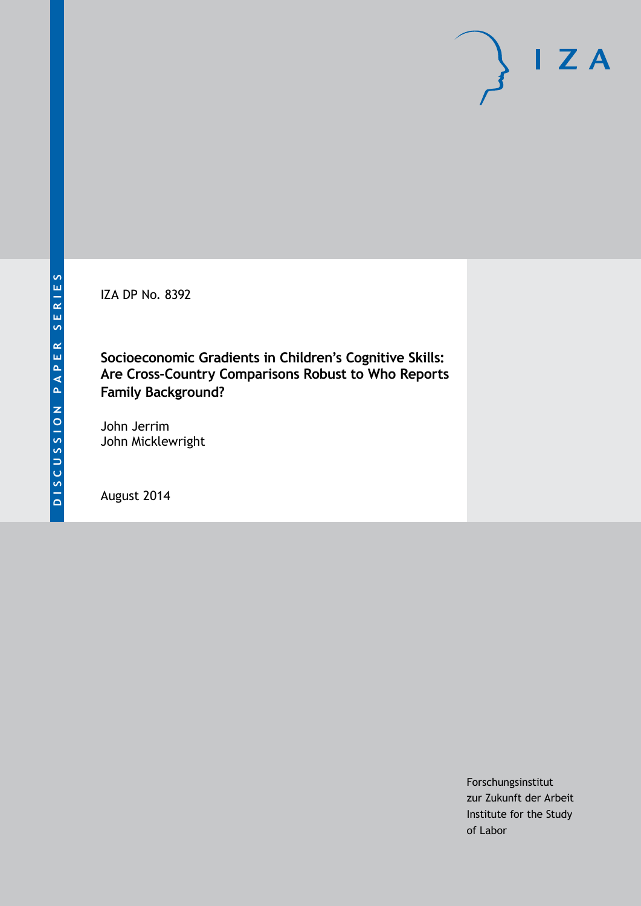DISCUSSION PAPER SERIES

IZA

IZA DP No. 8392

# Socioeconomic Gradients in Children's Cognitive Skills: Are Cross-Country Comparisons Robust to Who Reports Family Background?

John Jerrim
John Micklewright

August 2014

Forschungsinstitut
zur Zukunft der Arbeit
Institute for the Study
of Labor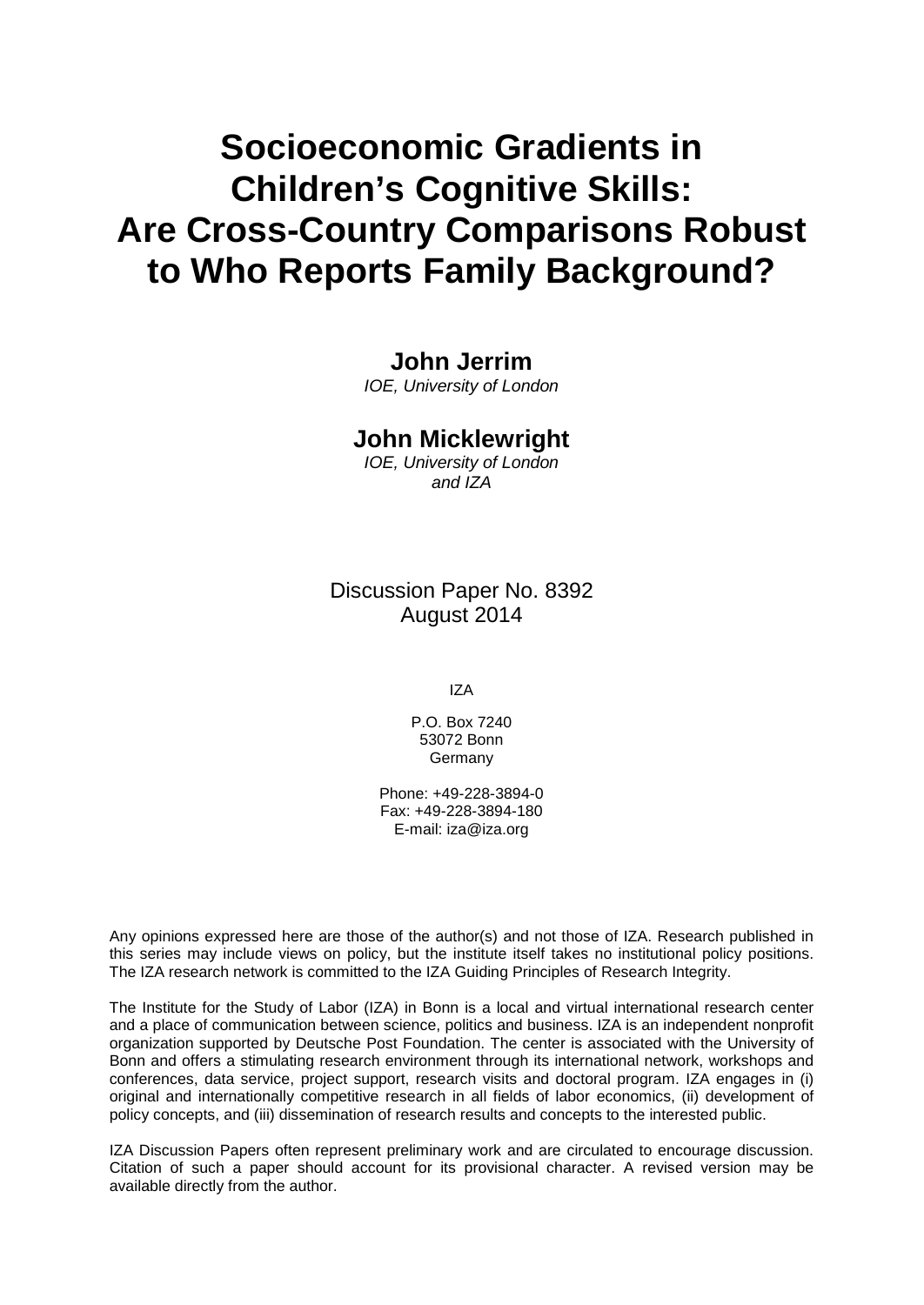# Socioeconomic Gradients in Children's Cognitive Skills: Are Cross-Country Comparisons Robust to Who Reports Family Background?

**John Jerrim**
*IOE, University of London*

**John Micklewright**
*IOE, University of London and IZA*

Discussion Paper No. 8392
August 2014

IZA

P.O. Box 7240
53072 Bonn
Germany

Phone: +49-228-3894-0
Fax: +49-228-3894-180
E-mail: iza@iza.org

Any opinions expressed here are those of the author(s) and not those of IZA. Research published in this series may include views on policy, but the institute itself takes no institutional policy positions. The IZA research network is committed to the IZA Guiding Principles of Research Integrity.

The Institute for the Study of Labor (IZA) in Bonn is a local and virtual international research center and a place of communication between science, politics and business. IZA is an independent nonprofit organization supported by Deutsche Post Foundation. The center is associated with the University of Bonn and offers a stimulating research environment through its international network, workshops and conferences, data service, project support, research visits and doctoral program. IZA engages in (i) original and internationally competitive research in all fields of labor economics, (ii) development of policy concepts, and (iii) dissemination of research results and concepts to the interested public.

IZA Discussion Papers often represent preliminary work and are circulated to encourage discussion. Citation of such a paper should account for its provisional character. A revised version may be available directly from the author.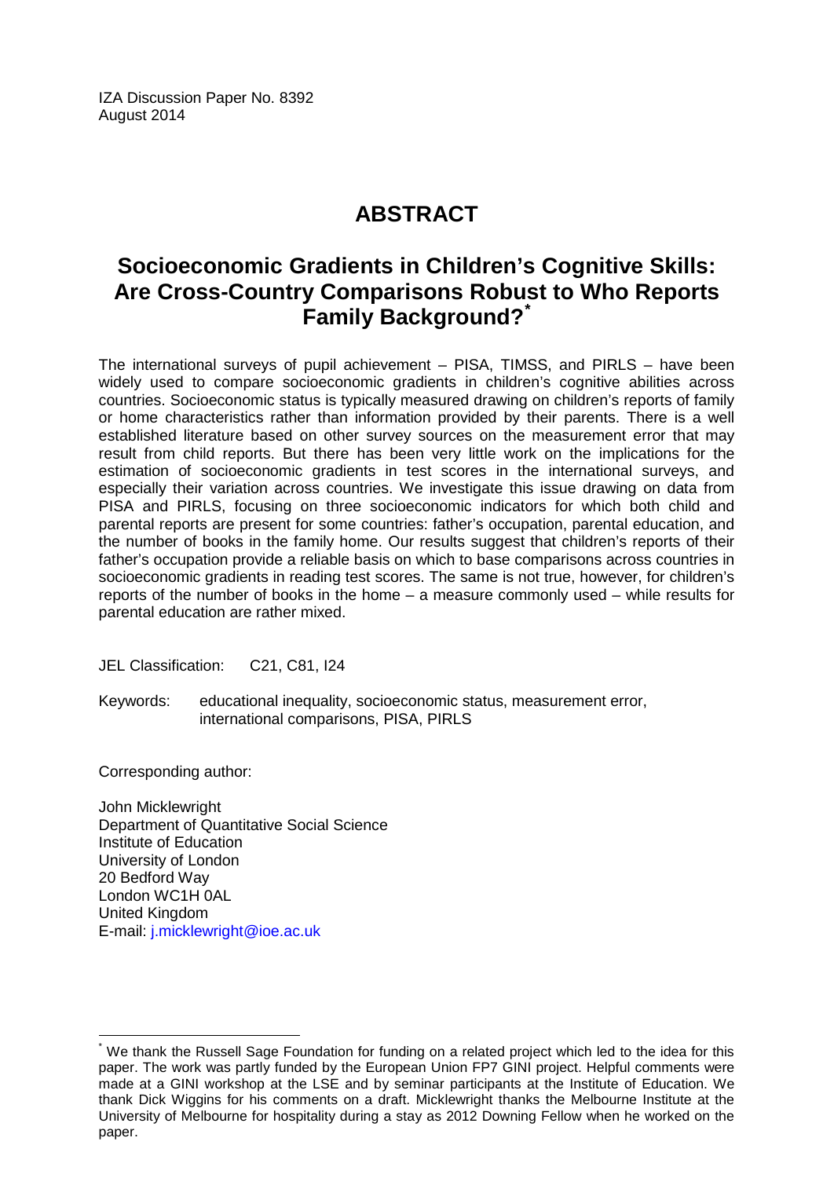IZA Discussion Paper No. 8392
August 2014

# ABSTRACT

## Socioeconomic Gradients in Children's Cognitive Skills: Are Cross-Country Comparisons Robust to Who Reports Family Background?*

The international surveys of pupil achievement – PISA, TIMSS, and PIRLS – have been widely used to compare socioeconomic gradients in children's cognitive abilities across countries. Socioeconomic status is typically measured drawing on children's reports of family or home characteristics rather than information provided by their parents. There is a well established literature based on other survey sources on the measurement error that may result from child reports. But there has been very little work on the implications for the estimation of socioeconomic gradients in test scores in the international surveys, and especially their variation across countries. We investigate this issue drawing on data from PISA and PIRLS, focusing on three socioeconomic indicators for which both child and parental reports are present for some countries: father's occupation, parental education, and the number of books in the family home. Our results suggest that children's reports of their father's occupation provide a reliable basis on which to base comparisons across countries in socioeconomic gradients in reading test scores. The same is not true, however, for children's reports of the number of books in the home – a measure commonly used – while results for parental education are rather mixed.

JEL Classification: C21, C81, I24

Keywords: educational inequality, socioeconomic status, measurement error, international comparisons, PISA, PIRLS

Corresponding author:

John Micklewright
Department of Quantitative Social Science
Institute of Education
University of London
20 Bedford Way
London WC1H 0AL
United Kingdom
E-mail: j.micklewright@ioe.ac.uk

---

* We thank the Russell Sage Foundation for funding on a related project which led to the idea for this paper. The work was partly funded by the European Union FP7 GINI project. Helpful comments were made at a GINI workshop at the LSE and by seminar participants at the Institute of Education. We thank Dick Wiggins for his comments on a draft. Micklewright thanks the Melbourne Institute at the University of Melbourne for hospitality during a stay as 2012 Downing Fellow when he worked on the paper.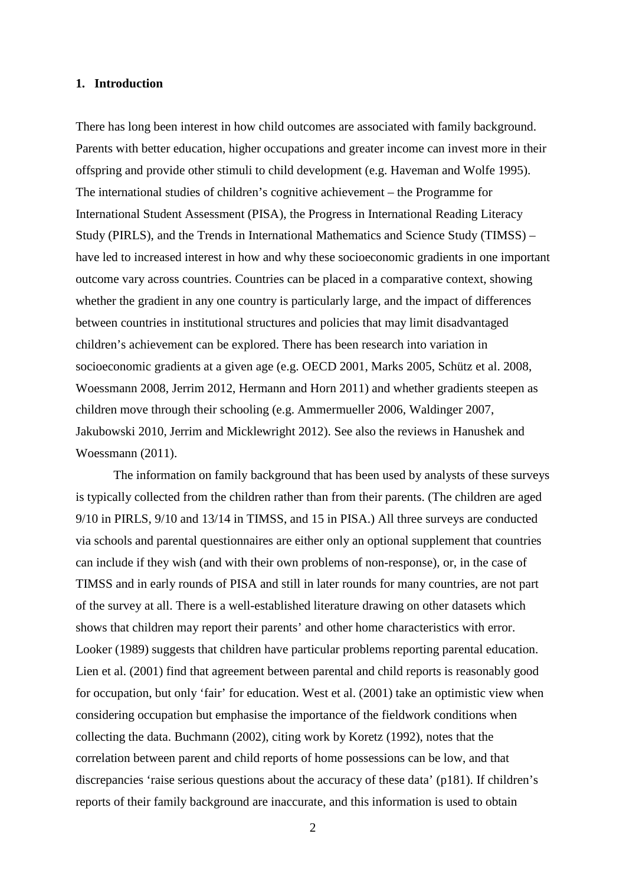## 1. Introduction

There has long been interest in how child outcomes are associated with family background. Parents with better education, higher occupations and greater income can invest more in their offspring and provide other stimuli to child development (e.g. Haveman and Wolfe 1995). The international studies of children's cognitive achievement – the Programme for International Student Assessment (PISA), the Progress in International Reading Literacy Study (PIRLS), and the Trends in International Mathematics and Science Study (TIMSS) – have led to increased interest in how and why these socioeconomic gradients in one important outcome vary across countries. Countries can be placed in a comparative context, showing whether the gradient in any one country is particularly large, and the impact of differences between countries in institutional structures and policies that may limit disadvantaged children's achievement can be explored. There has been research into variation in socioeconomic gradients at a given age (e.g. OECD 2001, Marks 2005, Schütz et al. 2008, Woessmann 2008, Jerrim 2012, Hermann and Horn 2011) and whether gradients steepen as children move through their schooling (e.g. Ammermueller 2006, Waldinger 2007, Jakubowski 2010, Jerrim and Micklewright 2012). See also the reviews in Hanushek and Woessmann (2011).

The information on family background that has been used by analysts of these surveys is typically collected from the children rather than from their parents. (The children are aged 9/10 in PIRLS, 9/10 and 13/14 in TIMSS, and 15 in PISA.) All three surveys are conducted via schools and parental questionnaires are either only an optional supplement that countries can include if they wish (and with their own problems of non-response), or, in the case of TIMSS and in early rounds of PISA and still in later rounds for many countries, are not part of the survey at all. There is a well-established literature drawing on other datasets which shows that children may report their parents' and other home characteristics with error. Looker (1989) suggests that children have particular problems reporting parental education. Lien et al. (2001) find that agreement between parental and child reports is reasonably good for occupation, but only 'fair' for education. West et al. (2001) take an optimistic view when considering occupation but emphasise the importance of the fieldwork conditions when collecting the data. Buchmann (2002), citing work by Koretz (1992), notes that the correlation between parent and child reports of home possessions can be low, and that discrepancies 'raise serious questions about the accuracy of these data' (p181). If children's reports of their family background are inaccurate, and this information is used to obtain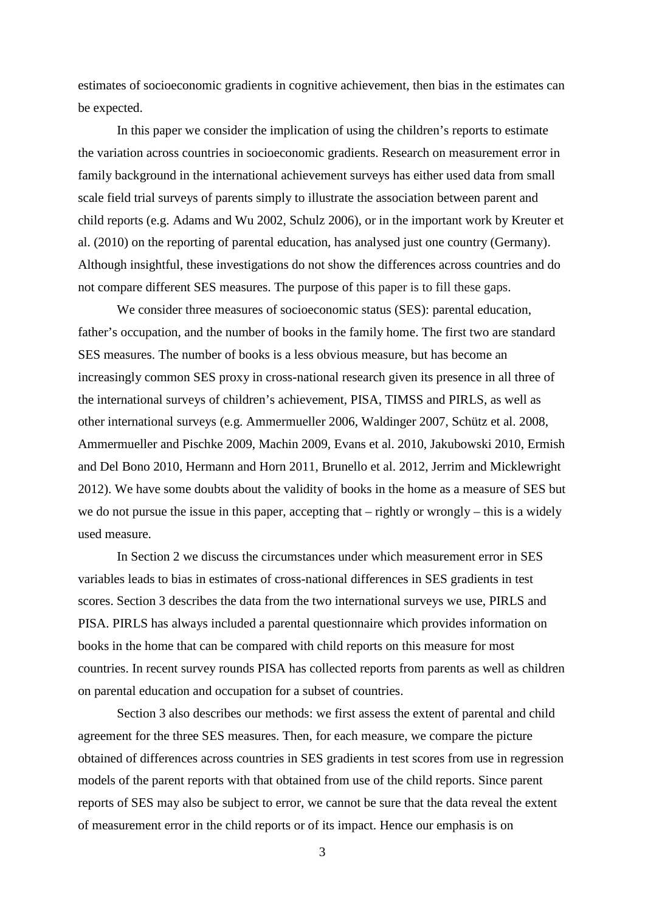estimates of socioeconomic gradients in cognitive achievement, then bias in the estimates can be expected.

In this paper we consider the implication of using the children's reports to estimate the variation across countries in socioeconomic gradients. Research on measurement error in family background in the international achievement surveys has either used data from small scale field trial surveys of parents simply to illustrate the association between parent and child reports (e.g. Adams and Wu 2002, Schulz 2006), or in the important work by Kreuter et al. (2010) on the reporting of parental education, has analysed just one country (Germany). Although insightful, these investigations do not show the differences across countries and do not compare different SES measures. The purpose of this paper is to fill these gaps.

We consider three measures of socioeconomic status (SES): parental education, father's occupation, and the number of books in the family home. The first two are standard SES measures. The number of books is a less obvious measure, but has become an increasingly common SES proxy in cross-national research given its presence in all three of the international surveys of children's achievement, PISA, TIMSS and PIRLS, as well as other international surveys (e.g. Ammermueller 2006, Waldinger 2007, Schütz et al. 2008, Ammermueller and Pischke 2009, Machin 2009, Evans et al. 2010, Jakubowski 2010, Ermish and Del Bono 2010, Hermann and Horn 2011, Brunello et al. 2012, Jerrim and Micklewright 2012). We have some doubts about the validity of books in the home as a measure of SES but we do not pursue the issue in this paper, accepting that – rightly or wrongly – this is a widely used measure.

In Section 2 we discuss the circumstances under which measurement error in SES variables leads to bias in estimates of cross-national differences in SES gradients in test scores. Section 3 describes the data from the two international surveys we use, PIRLS and PISA. PIRLS has always included a parental questionnaire which provides information on books in the home that can be compared with child reports on this measure for most countries. In recent survey rounds PISA has collected reports from parents as well as children on parental education and occupation for a subset of countries.

Section 3 also describes our methods: we first assess the extent of parental and child agreement for the three SES measures. Then, for each measure, we compare the picture obtained of differences across countries in SES gradients in test scores from use in regression models of the parent reports with that obtained from use of the child reports. Since parent reports of SES may also be subject to error, we cannot be sure that the data reveal the extent of measurement error in the child reports or of its impact. Hence our emphasis is on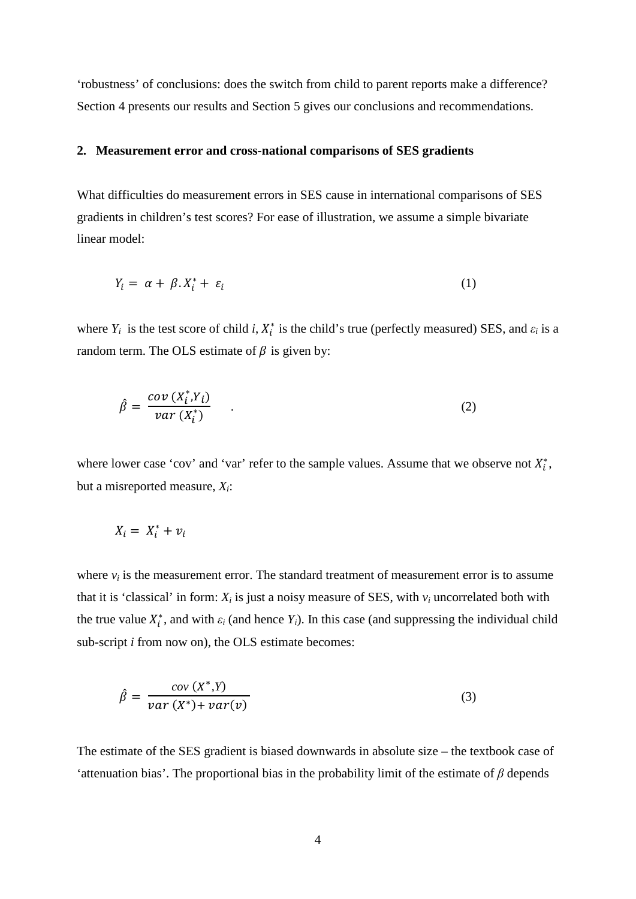'robustness' of conclusions: does the switch from child to parent reports make a difference? Section 4 presents our results and Section 5 gives our conclusions and recommendations.

## 2. Measurement error and cross-national comparisons of SES gradients

What difficulties do measurement errors in SES cause in international comparisons of SES gradients in children's test scores? For ease of illustration, we assume a simple bivariate linear model:

$$Y_i = \alpha + \beta . X_i^* + \varepsilon_i \tag{1}$$

where $Y_i$ is the test score of child *i*, $X_i^*$ is the child's true (perfectly measured) SES, and $\varepsilon_i$ is a random term. The OLS estimate of $\beta$ is given by:

$$\hat{\beta} = \frac{cov\,(X_i^*, Y_i)}{var\,(X_i^*)} \quad . \tag{2}$$

where lower case 'cov' and 'var' refer to the sample values. Assume that we observe not $X_i^*$, but a misreported measure, $X_i$:

$$X_i = X_i^* + v_i$$

where $v_i$ is the measurement error. The standard treatment of measurement error is to assume that it is 'classical' in form: $X_i$ is just a noisy measure of SES, with $v_i$ uncorrelated both with the true value $X_i^*$, and with $\varepsilon_i$ (and hence $Y_i$). In this case (and suppressing the individual child sub-script *i* from now on), the OLS estimate becomes:

$$\hat{\beta} = \frac{cov\,(X^*, Y)}{var\,(X^*) + var(v)} \tag{3}$$

The estimate of the SES gradient is biased downwards in absolute size – the textbook case of 'attenuation bias'. The proportional bias in the probability limit of the estimate of $\beta$ depends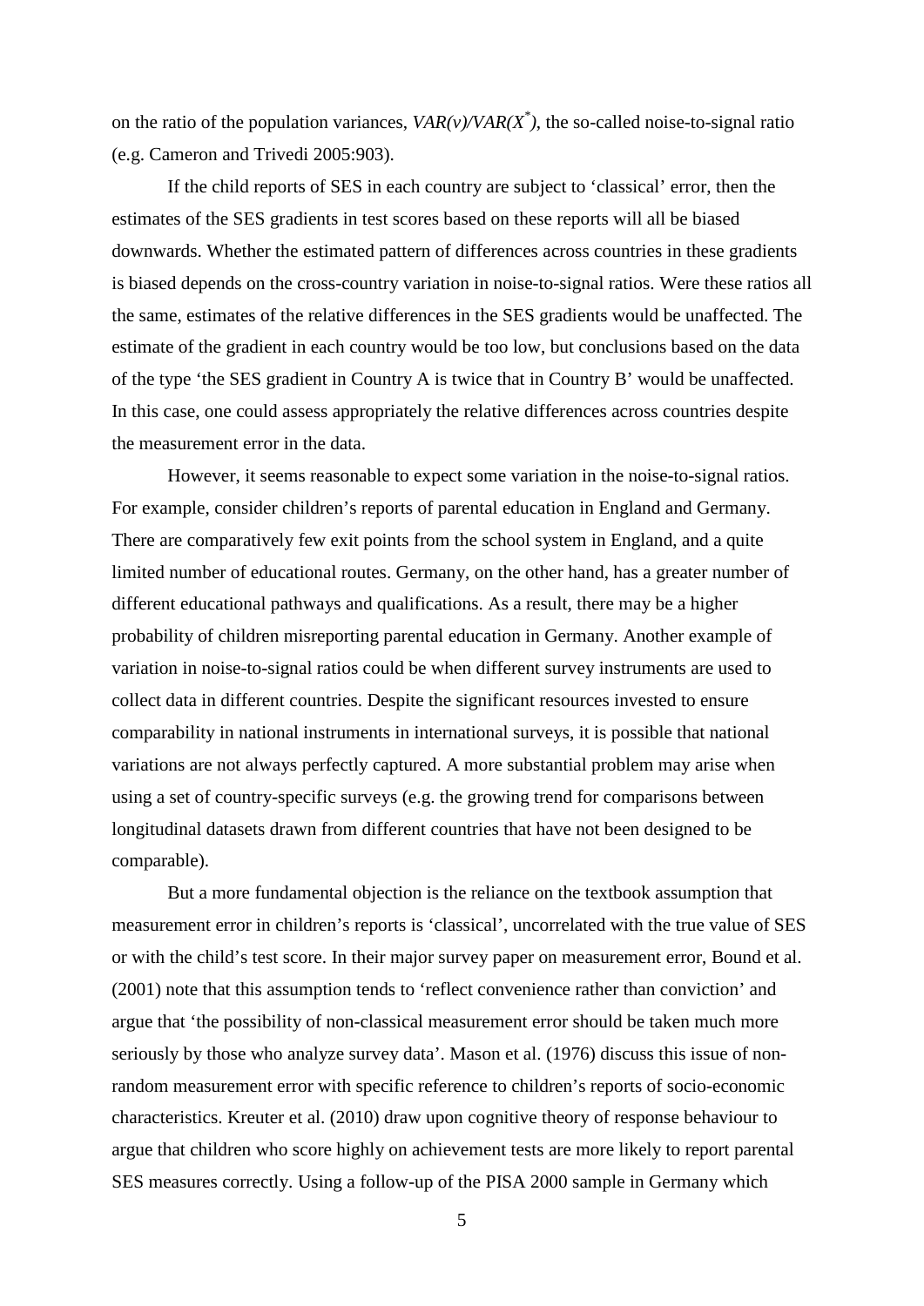on the ratio of the population variances, $VAR(v)/VAR(X^{*})$, the so-called noise-to-signal ratio (e.g. Cameron and Trivedi 2005:903).

If the child reports of SES in each country are subject to 'classical' error, then the estimates of the SES gradients in test scores based on these reports will all be biased downwards. Whether the estimated pattern of differences across countries in these gradients is biased depends on the cross-country variation in noise-to-signal ratios. Were these ratios all the same, estimates of the relative differences in the SES gradients would be unaffected. The estimate of the gradient in each country would be too low, but conclusions based on the data of the type 'the SES gradient in Country A is twice that in Country B' would be unaffected. In this case, one could assess appropriately the relative differences across countries despite the measurement error in the data.

However, it seems reasonable to expect some variation in the noise-to-signal ratios. For example, consider children's reports of parental education in England and Germany. There are comparatively few exit points from the school system in England, and a quite limited number of educational routes. Germany, on the other hand, has a greater number of different educational pathways and qualifications. As a result, there may be a higher probability of children misreporting parental education in Germany. Another example of variation in noise-to-signal ratios could be when different survey instruments are used to collect data in different countries. Despite the significant resources invested to ensure comparability in national instruments in international surveys, it is possible that national variations are not always perfectly captured. A more substantial problem may arise when using a set of country-specific surveys (e.g. the growing trend for comparisons between longitudinal datasets drawn from different countries that have not been designed to be comparable).

But a more fundamental objection is the reliance on the textbook assumption that measurement error in children's reports is 'classical', uncorrelated with the true value of SES or with the child's test score. In their major survey paper on measurement error, Bound et al. (2001) note that this assumption tends to 'reflect convenience rather than conviction' and argue that 'the possibility of non-classical measurement error should be taken much more seriously by those who analyze survey data'. Mason et al. (1976) discuss this issue of non-random measurement error with specific reference to children's reports of socio-economic characteristics. Kreuter et al. (2010) draw upon cognitive theory of response behaviour to argue that children who score highly on achievement tests are more likely to report parental SES measures correctly. Using a follow-up of the PISA 2000 sample in Germany which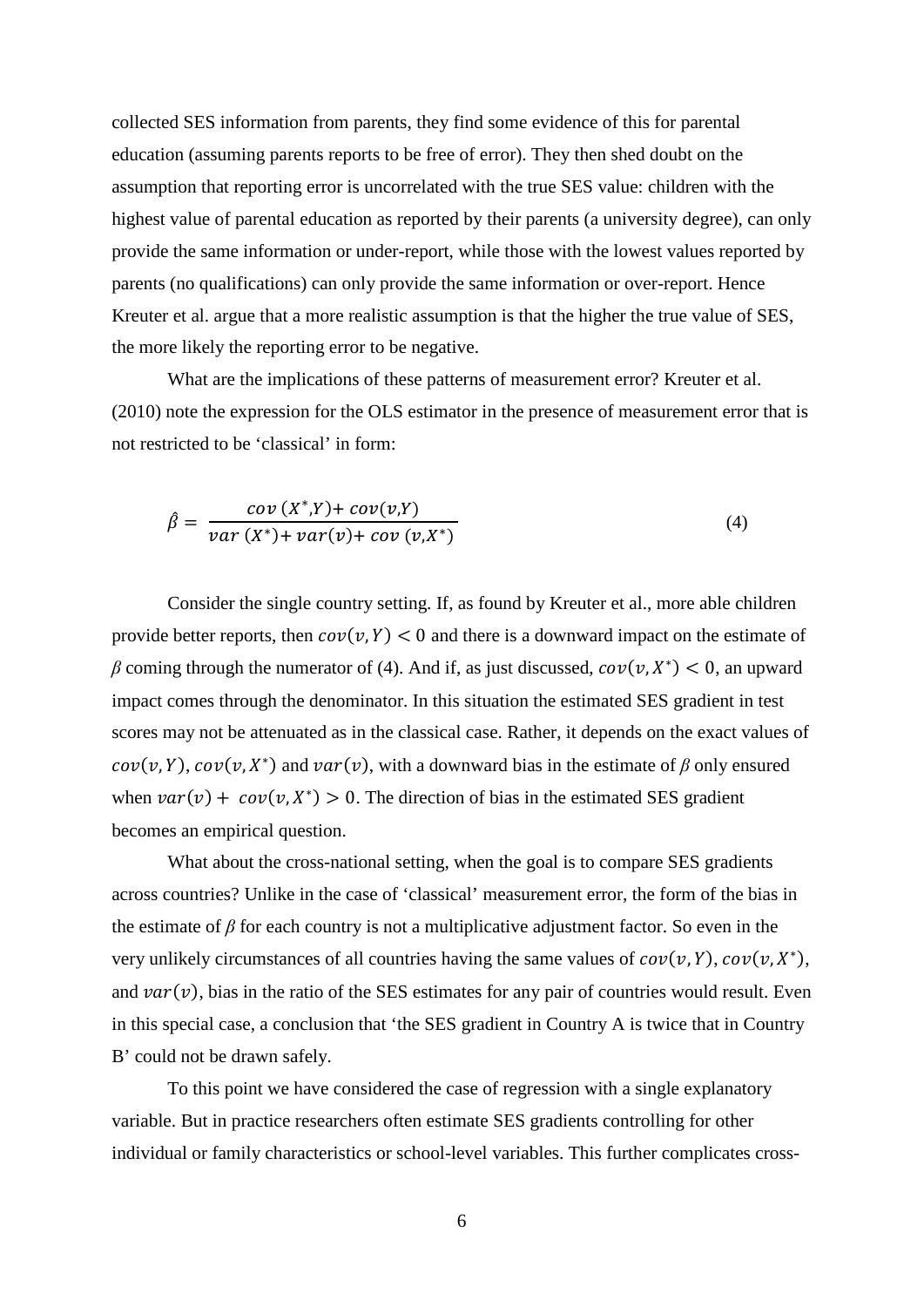collected SES information from parents, they find some evidence of this for parental education (assuming parents reports to be free of error). They then shed doubt on the assumption that reporting error is uncorrelated with the true SES value: children with the highest value of parental education as reported by their parents (a university degree), can only provide the same information or under-report, while those with the lowest values reported by parents (no qualifications) can only provide the same information or over-report. Hence Kreuter et al. argue that a more realistic assumption is that the higher the true value of SES, the more likely the reporting error to be negative.

What are the implications of these patterns of measurement error? Kreuter et al. (2010) note the expression for the OLS estimator in the presence of measurement error that is not restricted to be 'classical' in form:

$$\hat{\beta} = \frac{cov\,(X^{*},Y) + cov(v,Y)}{var\,(X^{*}) + var(v) + cov\,(v,X^{*})} \tag{4}$$

Consider the single country setting. If, as found by Kreuter et al., more able children provide better reports, then $cov(v, Y) < 0$ and there is a downward impact on the estimate of $\beta$ coming through the numerator of (4). And if, as just discussed, $cov(v, X^{*}) < 0$, an upward impact comes through the denominator. In this situation the estimated SES gradient in test scores may not be attenuated as in the classical case. Rather, it depends on the exact values of $cov(v, Y)$, $cov(v, X^{*})$ and $var(v)$, with a downward bias in the estimate of $\beta$ only ensured when $var(v) + cov(v, X^{*}) > 0$. The direction of bias in the estimated SES gradient becomes an empirical question.

What about the cross-national setting, when the goal is to compare SES gradients across countries? Unlike in the case of 'classical' measurement error, the form of the bias in the estimate of $\beta$ for each country is not a multiplicative adjustment factor. So even in the very unlikely circumstances of all countries having the same values of $cov(v, Y)$, $cov(v, X^{*})$, and $var(v)$, bias in the ratio of the SES estimates for any pair of countries would result. Even in this special case, a conclusion that 'the SES gradient in Country A is twice that in Country B' could not be drawn safely.

To this point we have considered the case of regression with a single explanatory variable. But in practice researchers often estimate SES gradients controlling for other individual or family characteristics or school-level variables. This further complicates cross-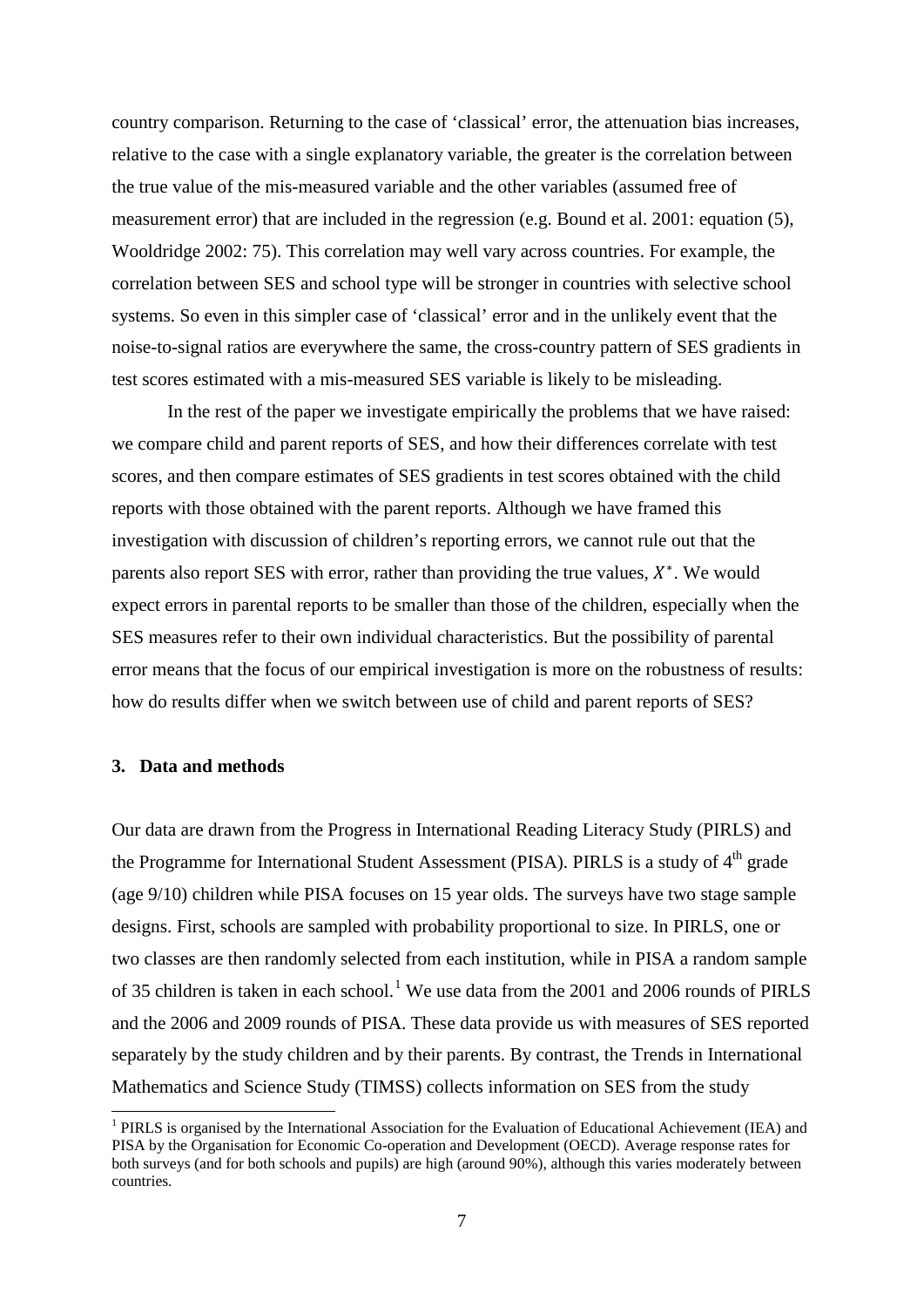country comparison. Returning to the case of 'classical' error, the attenuation bias increases, relative to the case with a single explanatory variable, the greater is the correlation between the true value of the mis-measured variable and the other variables (assumed free of measurement error) that are included in the regression (e.g. Bound et al. 2001: equation (5), Wooldridge 2002: 75). This correlation may well vary across countries. For example, the correlation between SES and school type will be stronger in countries with selective school systems. So even in this simpler case of 'classical' error and in the unlikely event that the noise-to-signal ratios are everywhere the same, the cross-country pattern of SES gradients in test scores estimated with a mis-measured SES variable is likely to be misleading.

In the rest of the paper we investigate empirically the problems that we have raised: we compare child and parent reports of SES, and how their differences correlate with test scores, and then compare estimates of SES gradients in test scores obtained with the child reports with those obtained with the parent reports. Although we have framed this investigation with discussion of children's reporting errors, we cannot rule out that the parents also report SES with error, rather than providing the true values, $X^*$. We would expect errors in parental reports to be smaller than those of the children, especially when the SES measures refer to their own individual characteristics. But the possibility of parental error means that the focus of our empirical investigation is more on the robustness of results: how do results differ when we switch between use of child and parent reports of SES?

## 3. Data and methods

Our data are drawn from the Progress in International Reading Literacy Study (PIRLS) and the Programme for International Student Assessment (PISA). PIRLS is a study of 4th grade (age 9/10) children while PISA focuses on 15 year olds. The surveys have two stage sample designs. First, schools are sampled with probability proportional to size. In PIRLS, one or two classes are then randomly selected from each institution, while in PISA a random sample of 35 children is taken in each school.[1] We use data from the 2001 and 2006 rounds of PIRLS and the 2006 and 2009 rounds of PISA. These data provide us with measures of SES reported separately by the study children and by their parents. By contrast, the Trends in International Mathematics and Science Study (TIMSS) collects information on SES from the study

[1] PIRLS is organised by the International Association for the Evaluation of Educational Achievement (IEA) and PISA by the Organisation for Economic Co-operation and Development (OECD). Average response rates for both surveys (and for both schools and pupils) are high (around 90%), although this varies moderately between countries.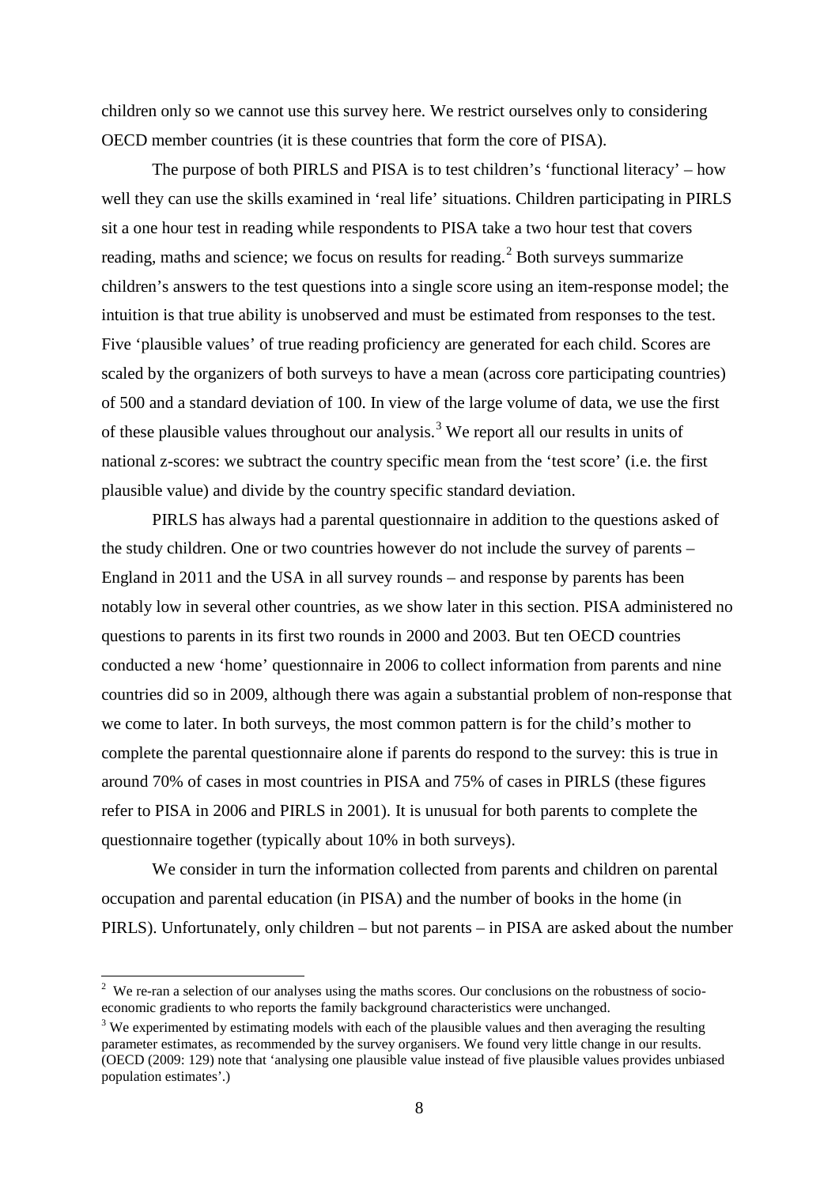children only so we cannot use this survey here. We restrict ourselves only to considering OECD member countries (it is these countries that form the core of PISA).

The purpose of both PIRLS and PISA is to test children's 'functional literacy' – how well they can use the skills examined in 'real life' situations. Children participating in PIRLS sit a one hour test in reading while respondents to PISA take a two hour test that covers reading, maths and science; we focus on results for reading.[2] Both surveys summarize children's answers to the test questions into a single score using an item-response model; the intuition is that true ability is unobserved and must be estimated from responses to the test. Five 'plausible values' of true reading proficiency are generated for each child. Scores are scaled by the organizers of both surveys to have a mean (across core participating countries) of 500 and a standard deviation of 100. In view of the large volume of data, we use the first of these plausible values throughout our analysis.[3] We report all our results in units of national z-scores: we subtract the country specific mean from the 'test score' (i.e. the first plausible value) and divide by the country specific standard deviation.

PIRLS has always had a parental questionnaire in addition to the questions asked of the study children. One or two countries however do not include the survey of parents – England in 2011 and the USA in all survey rounds – and response by parents has been notably low in several other countries, as we show later in this section. PISA administered no questions to parents in its first two rounds in 2000 and 2003. But ten OECD countries conducted a new 'home' questionnaire in 2006 to collect information from parents and nine countries did so in 2009, although there was again a substantial problem of non-response that we come to later. In both surveys, the most common pattern is for the child's mother to complete the parental questionnaire alone if parents do respond to the survey: this is true in around 70% of cases in most countries in PISA and 75% of cases in PIRLS (these figures refer to PISA in 2006 and PIRLS in 2001). It is unusual for both parents to complete the questionnaire together (typically about 10% in both surveys).

We consider in turn the information collected from parents and children on parental occupation and parental education (in PISA) and the number of books in the home (in PIRLS). Unfortunately, only children – but not parents – in PISA are asked about the number

---

[2] We re-ran a selection of our analyses using the maths scores. Our conclusions on the robustness of socio-economic gradients to who reports the family background characteristics were unchanged.

[3] We experimented by estimating models with each of the plausible values and then averaging the resulting parameter estimates, as recommended by the survey organisers. We found very little change in our results. (OECD (2009: 129) note that 'analysing one plausible value instead of five plausible values provides unbiased population estimates'.)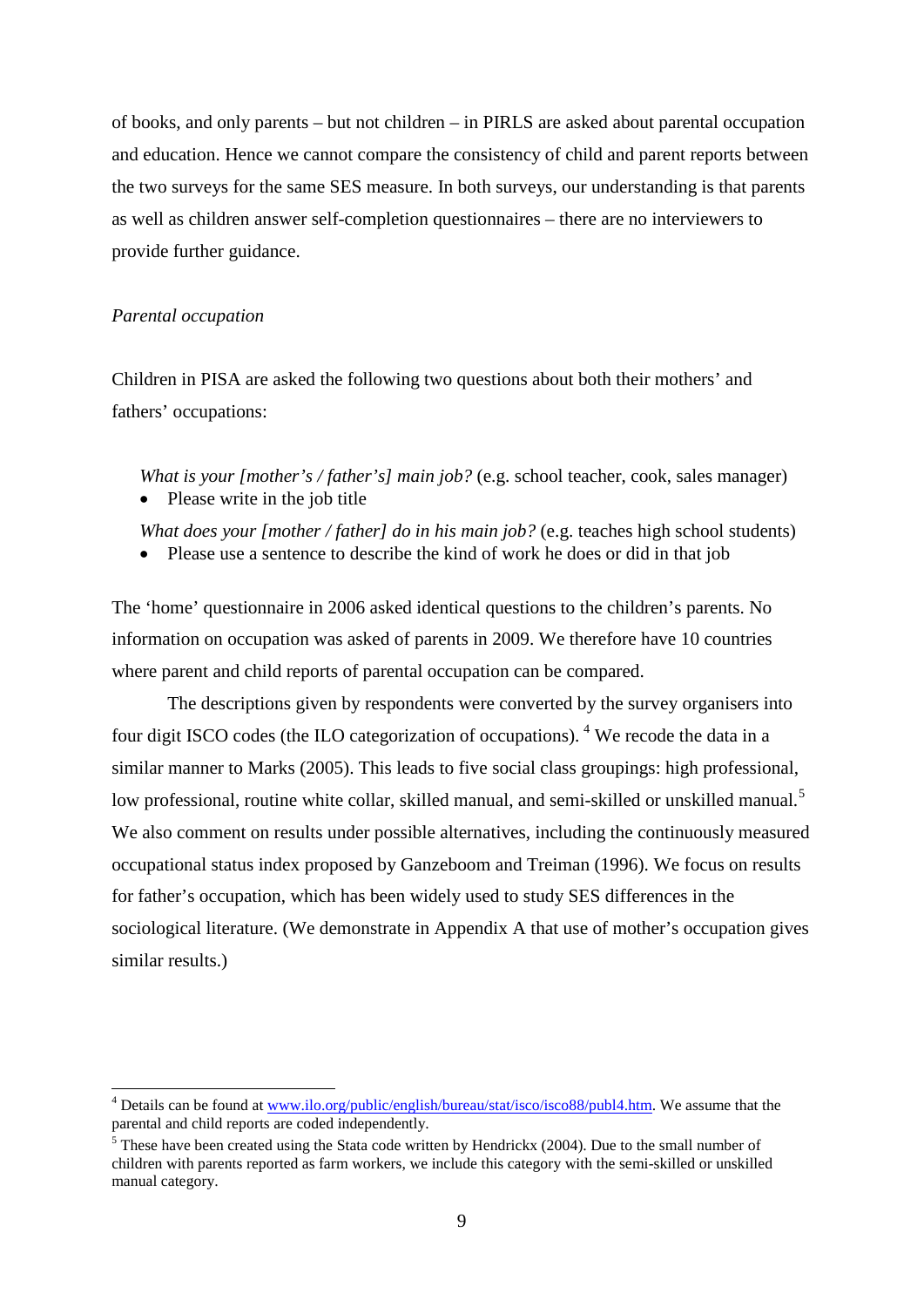of books, and only parents – but not children – in PIRLS are asked about parental occupation and education. Hence we cannot compare the consistency of child and parent reports between the two surveys for the same SES measure. In both surveys, our understanding is that parents as well as children answer self-completion questionnaires – there are no interviewers to provide further guidance.

*Parental occupation*

Children in PISA are asked the following two questions about both their mothers' and fathers' occupations:

> *What is your [mother's / father's] main job?* (e.g. school teacher, cook, sales manager)
> - Please write in the job title
>
> *What does your [mother / father] do in his main job?* (e.g. teaches high school students)
> - Please use a sentence to describe the kind of work he does or did in that job

The 'home' questionnaire in 2006 asked identical questions to the children's parents. No information on occupation was asked of parents in 2009. We therefore have 10 countries where parent and child reports of parental occupation can be compared.

The descriptions given by respondents were converted by the survey organisers into four digit ISCO codes (the ILO categorization of occupations). [4] We recode the data in a similar manner to Marks (2005). This leads to five social class groupings: high professional, low professional, routine white collar, skilled manual, and semi-skilled or unskilled manual.[5] We also comment on results under possible alternatives, including the continuously measured occupational status index proposed by Ganzeboom and Treiman (1996). We focus on results for father's occupation, which has been widely used to study SES differences in the sociological literature. (We demonstrate in Appendix A that use of mother's occupation gives similar results.)

---

[4] Details can be found at www.ilo.org/public/english/bureau/stat/isco/isco88/publ4.htm. We assume that the parental and child reports are coded independently.

[5] These have been created using the Stata code written by Hendrickx (2004). Due to the small number of children with parents reported as farm workers, we include this category with the semi-skilled or unskilled manual category.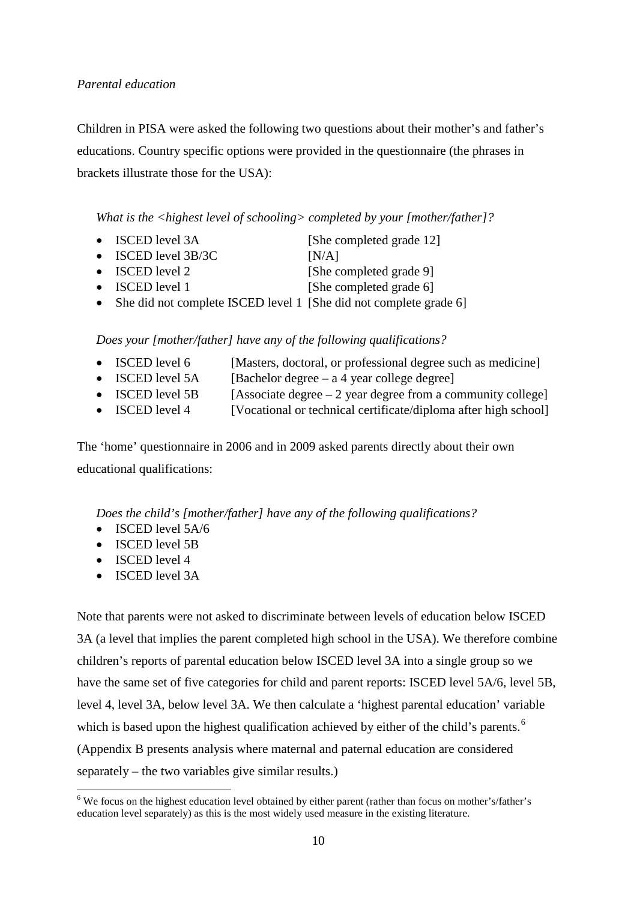*Parental education*

Children in PISA were asked the following two questions about their mother's and father's educations. Country specific options were provided in the questionnaire (the phrases in brackets illustrate those for the USA):

*What is the <highest level of schooling> completed by your [mother/father]?*

- ISCED level 3A [She completed grade 12]
- ISCED level 3B/3C [N/A]
- ISCED level 2 [She completed grade 9]
- ISCED level 1 [She completed grade 6]
- She did not complete ISCED level 1 [She did not complete grade 6]

*Does your [mother/father] have any of the following qualifications?*

- ISCED level 6 [Masters, doctoral, or professional degree such as medicine]
- ISCED level 5A [Bachelor degree – a 4 year college degree]
- ISCED level 5B [Associate degree – 2 year degree from a community college]
- ISCED level 4 [Vocational or technical certificate/diploma after high school]

The 'home' questionnaire in 2006 and in 2009 asked parents directly about their own educational qualifications:

*Does the child's [mother/father] have any of the following qualifications?*

- ISCED level 5A/6
- ISCED level 5B
- ISCED level 4
- ISCED level 3A

Note that parents were not asked to discriminate between levels of education below ISCED 3A (a level that implies the parent completed high school in the USA). We therefore combine children's reports of parental education below ISCED level 3A into a single group so we have the same set of five categories for child and parent reports: ISCED level 5A/6, level 5B, level 4, level 3A, below level 3A. We then calculate a 'highest parental education' variable which is based upon the highest qualification achieved by either of the child's parents.[6] (Appendix B presents analysis where maternal and paternal education are considered separately – the two variables give similar results.)

[6] We focus on the highest education level obtained by either parent (rather than focus on mother's/father's education level separately) as this is the most widely used measure in the existing literature.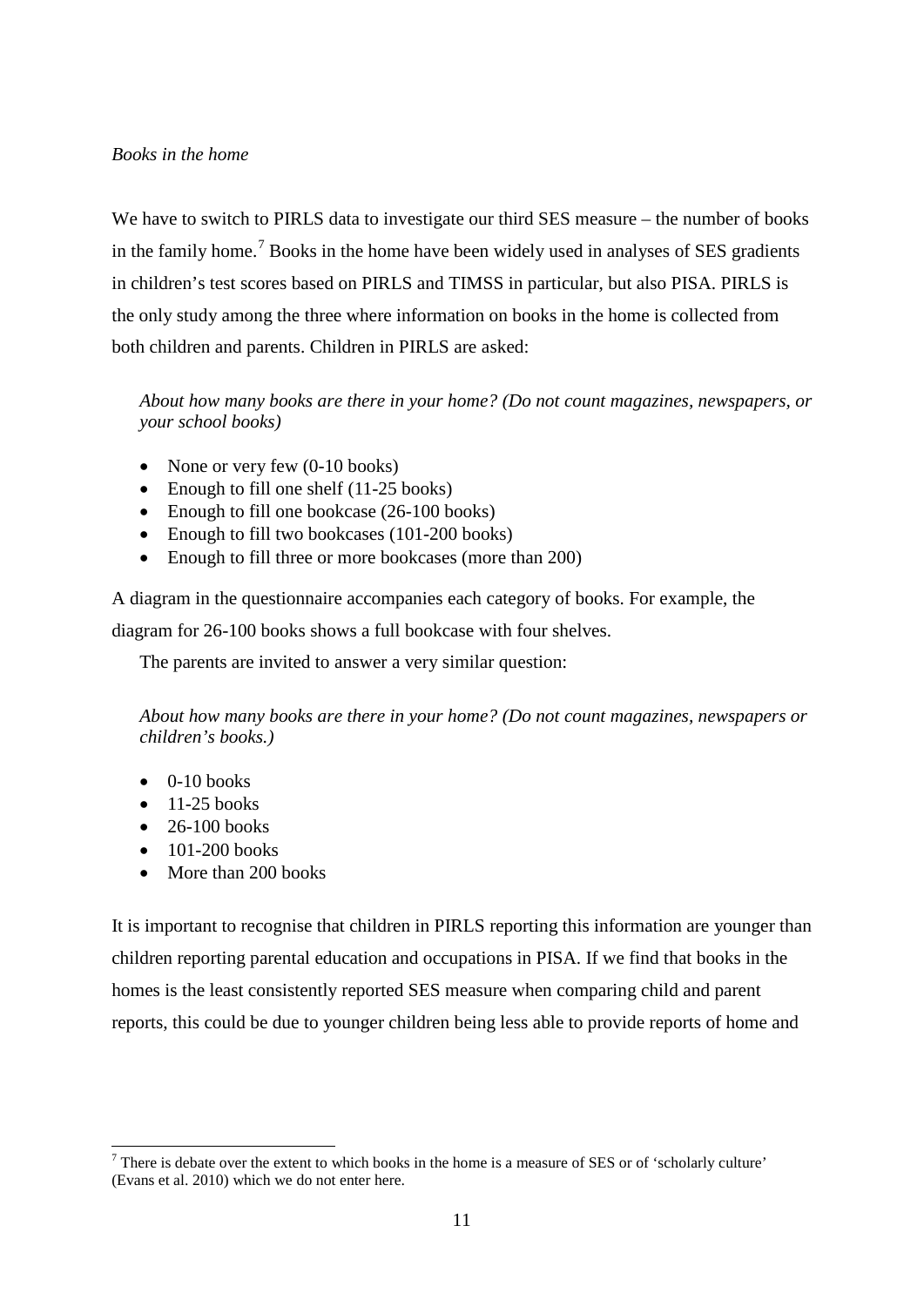*Books in the home*

We have to switch to PIRLS data to investigate our third SES measure – the number of books in the family home.[7] Books in the home have been widely used in analyses of SES gradients in children's test scores based on PIRLS and TIMSS in particular, but also PISA. PIRLS is the only study among the three where information on books in the home is collected from both children and parents. Children in PIRLS are asked:

> *About how many books are there in your home? (Do not count magazines, newspapers, or your school books)*

- None or very few (0-10 books)
- Enough to fill one shelf (11-25 books)
- Enough to fill one bookcase (26-100 books)
- Enough to fill two bookcases (101-200 books)
- Enough to fill three or more bookcases (more than 200)

A diagram in the questionnaire accompanies each category of books. For example, the diagram for 26-100 books shows a full bookcase with four shelves.

The parents are invited to answer a very similar question:

> *About how many books are there in your home? (Do not count magazines, newspapers or children's books.)*

- 0-10 books
- 11-25 books
- 26-100 books
- 101-200 books
- More than 200 books

It is important to recognise that children in PIRLS reporting this information are younger than children reporting parental education and occupations in PISA. If we find that books in the homes is the least consistently reported SES measure when comparing child and parent reports, this could be due to younger children being less able to provide reports of home and

[7] There is debate over the extent to which books in the home is a measure of SES or of 'scholarly culture' (Evans et al. 2010) which we do not enter here.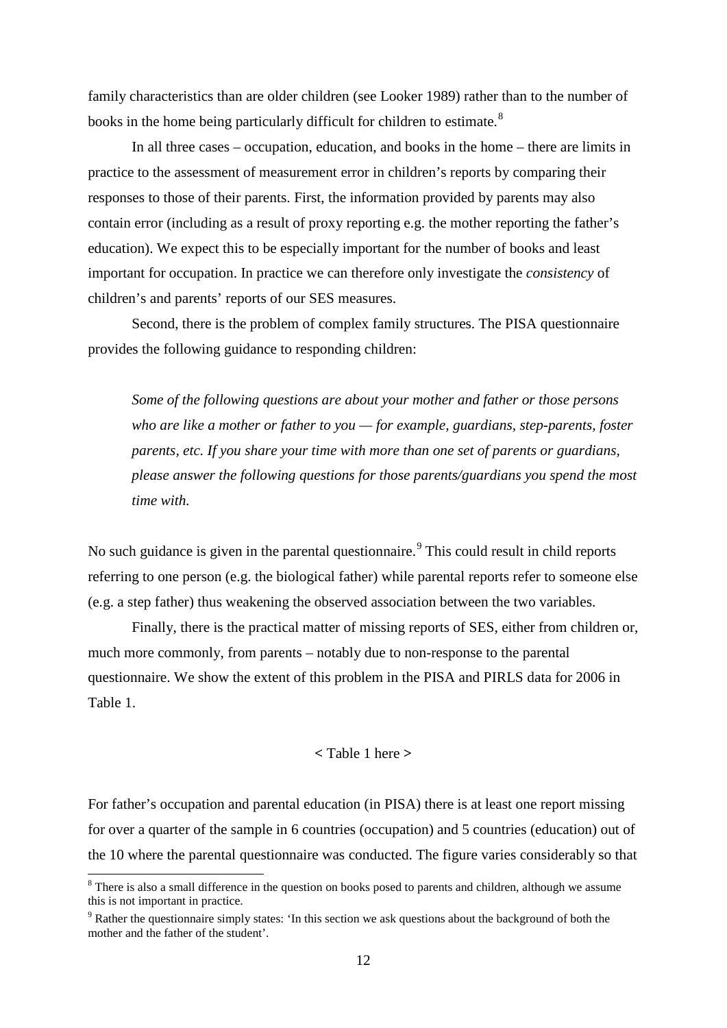family characteristics than are older children (see Looker 1989) rather than to the number of books in the home being particularly difficult for children to estimate.[8]

In all three cases – occupation, education, and books in the home – there are limits in practice to the assessment of measurement error in children's reports by comparing their responses to those of their parents. First, the information provided by parents may also contain error (including as a result of proxy reporting e.g. the mother reporting the father's education). We expect this to be especially important for the number of books and least important for occupation. In practice we can therefore only investigate the *consistency* of children's and parents' reports of our SES measures.

Second, there is the problem of complex family structures. The PISA questionnaire provides the following guidance to responding children:

> *Some of the following questions are about your mother and father or those persons who are like a mother or father to you — for example, guardians, step-parents, foster parents, etc. If you share your time with more than one set of parents or guardians, please answer the following questions for those parents/guardians you spend the most time with.*

No such guidance is given in the parental questionnaire.[9] This could result in child reports referring to one person (e.g. the biological father) while parental reports refer to someone else (e.g. a step father) thus weakening the observed association between the two variables.

Finally, there is the practical matter of missing reports of SES, either from children or, much more commonly, from parents – notably due to non-response to the parental questionnaire. We show the extent of this problem in the PISA and PIRLS data for 2006 in Table 1.

< Table 1 here >

For father's occupation and parental education (in PISA) there is at least one report missing for over a quarter of the sample in 6 countries (occupation) and 5 countries (education) out of the 10 where the parental questionnaire was conducted. The figure varies considerably so that

---

[8] There is also a small difference in the question on books posed to parents and children, although we assume this is not important in practice.

[9] Rather the questionnaire simply states: 'In this section we ask questions about the background of both the mother and the father of the student'.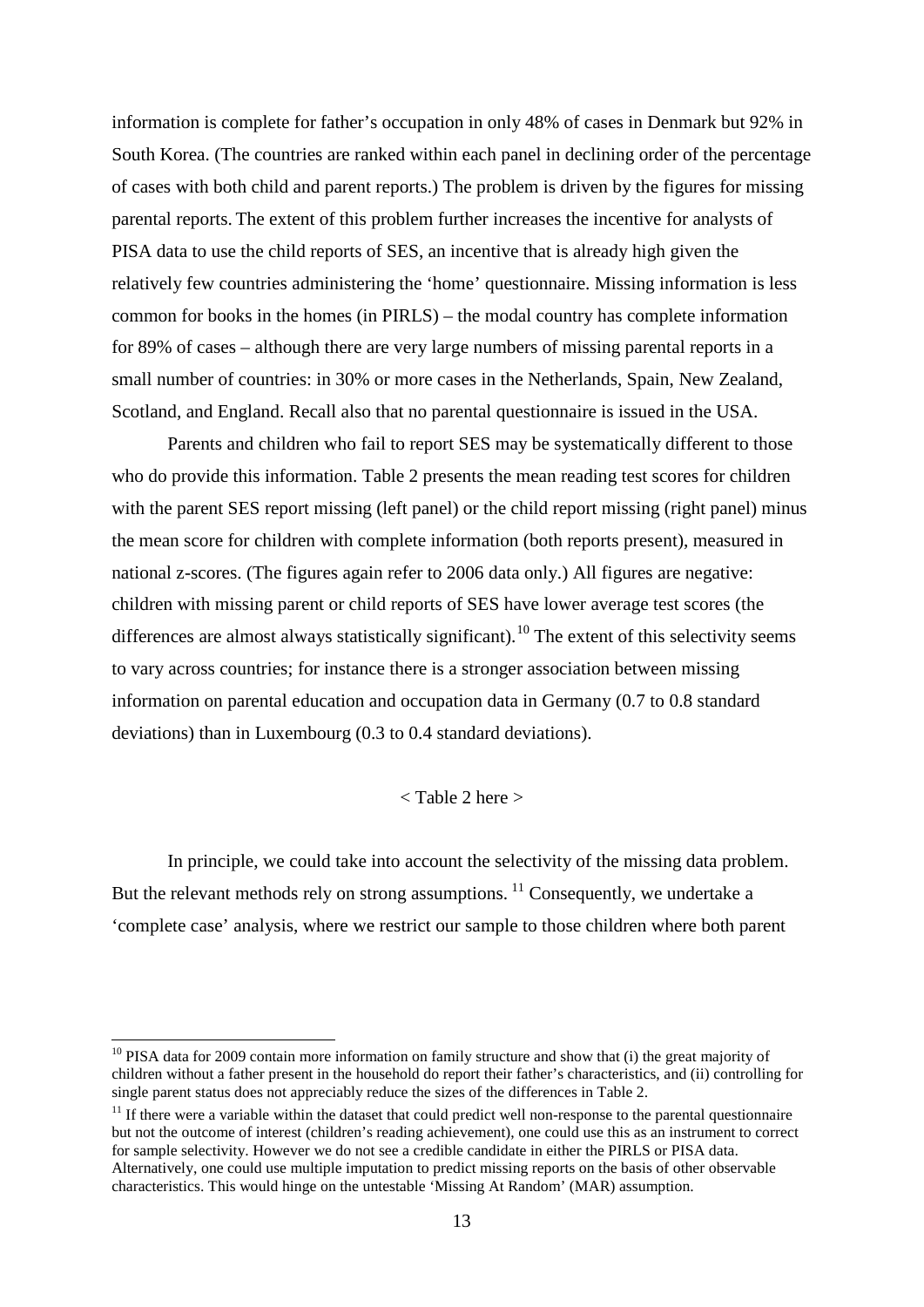information is complete for father's occupation in only 48% of cases in Denmark but 92% in South Korea. (The countries are ranked within each panel in declining order of the percentage of cases with both child and parent reports.) The problem is driven by the figures for missing parental reports. The extent of this problem further increases the incentive for analysts of PISA data to use the child reports of SES, an incentive that is already high given the relatively few countries administering the 'home' questionnaire. Missing information is less common for books in the homes (in PIRLS) – the modal country has complete information for 89% of cases – although there are very large numbers of missing parental reports in a small number of countries: in 30% or more cases in the Netherlands, Spain, New Zealand, Scotland, and England. Recall also that no parental questionnaire is issued in the USA.

Parents and children who fail to report SES may be systematically different to those who do provide this information. Table 2 presents the mean reading test scores for children with the parent SES report missing (left panel) or the child report missing (right panel) minus the mean score for children with complete information (both reports present), measured in national z-scores. (The figures again refer to 2006 data only.) All figures are negative: children with missing parent or child reports of SES have lower average test scores (the differences are almost always statistically significant).[10] The extent of this selectivity seems to vary across countries; for instance there is a stronger association between missing information on parental education and occupation data in Germany (0.7 to 0.8 standard deviations) than in Luxembourg (0.3 to 0.4 standard deviations).

< Table 2 here >

In principle, we could take into account the selectivity of the missing data problem. But the relevant methods rely on strong assumptions.[11] Consequently, we undertake a 'complete case' analysis, where we restrict our sample to those children where both parent

[10] PISA data for 2009 contain more information on family structure and show that (i) the great majority of children without a father present in the household do report their father's characteristics, and (ii) controlling for single parent status does not appreciably reduce the sizes of the differences in Table 2.

[11] If there were a variable within the dataset that could predict well non-response to the parental questionnaire but not the outcome of interest (children's reading achievement), one could use this as an instrument to correct for sample selectivity. However we do not see a credible candidate in either the PIRLS or PISA data. Alternatively, one could use multiple imputation to predict missing reports on the basis of other observable characteristics. This would hinge on the untestable 'Missing At Random' (MAR) assumption.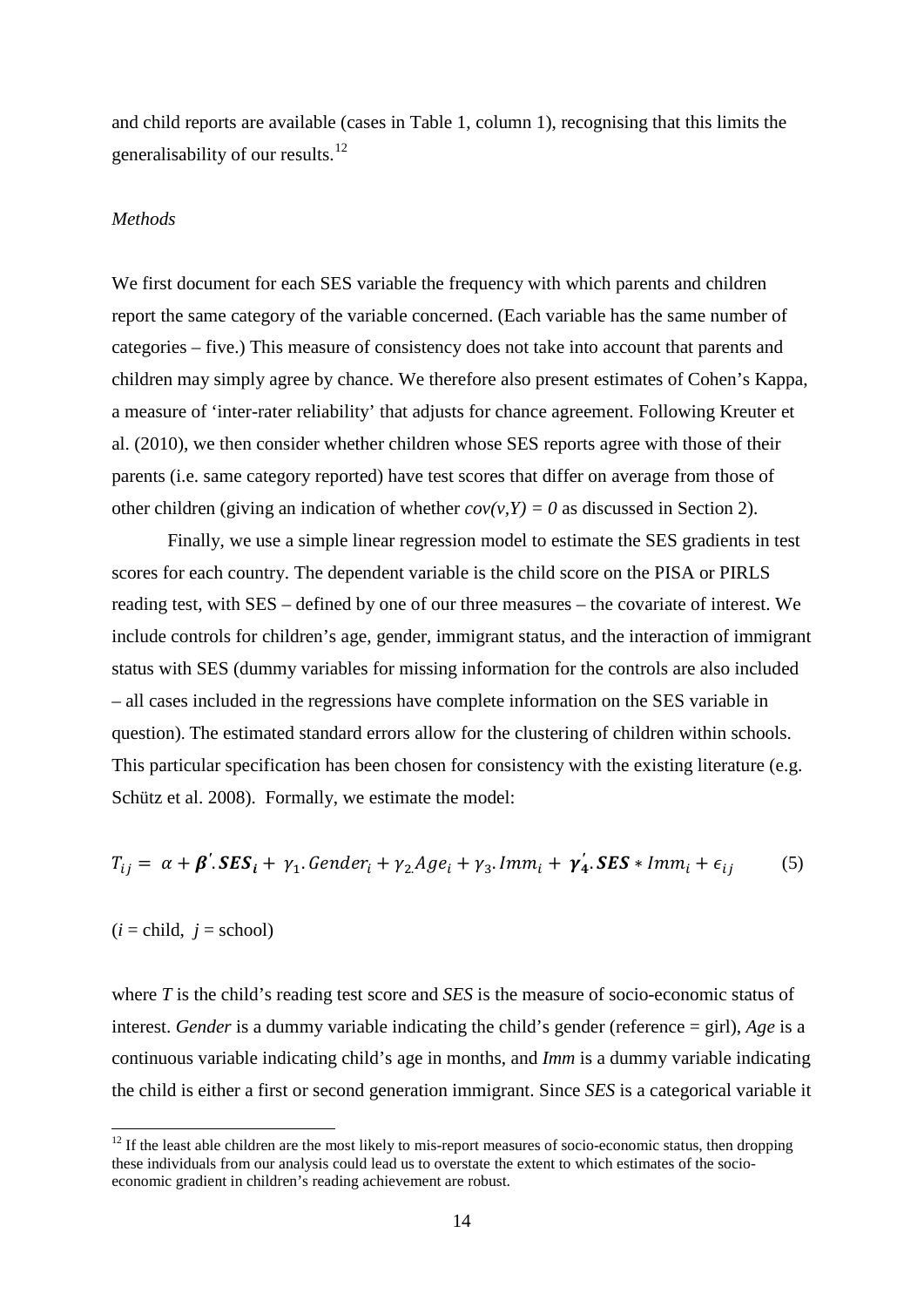and child reports are available (cases in Table 1, column 1), recognising that this limits the generalisability of our results.[12]

*Methods*

We first document for each SES variable the frequency with which parents and children report the same category of the variable concerned. (Each variable has the same number of categories – five.) This measure of consistency does not take into account that parents and children may simply agree by chance. We therefore also present estimates of Cohen's Kappa, a measure of 'inter-rater reliability' that adjusts for chance agreement. Following Kreuter et al. (2010), we then consider whether children whose SES reports agree with those of their parents (i.e. same category reported) have test scores that differ on average from those of other children (giving an indication of whether $cov(v,Y) = 0$ as discussed in Section 2).

Finally, we use a simple linear regression model to estimate the SES gradients in test scores for each country. The dependent variable is the child score on the PISA or PIRLS reading test, with SES – defined by one of our three measures – the covariate of interest. We include controls for children's age, gender, immigrant status, and the interaction of immigrant status with SES (dummy variables for missing information for the controls are also included – all cases included in the regressions have complete information on the SES variable in question). The estimated standard errors allow for the clustering of children within schools. This particular specification has been chosen for consistency with the existing literature (e.g. Schütz et al. 2008). Formally, we estimate the model:

$$T_{ij} = \alpha + \boldsymbol{\beta}'.\boldsymbol{SES_i} + \gamma_1.Gender_i + \gamma_2.Age_i + \gamma_3.Imm_i + \boldsymbol{\gamma_4'}.\boldsymbol{SES} * Imm_i + \epsilon_{ij} \qquad (5)$$

($i$ = child, $j$ = school)

where $T$ is the child's reading test score and $SES$ is the measure of socio-economic status of interest. *Gender* is a dummy variable indicating the child's gender (reference = girl), *Age* is a continuous variable indicating child's age in months, and *Imm* is a dummy variable indicating the child is either a first or second generation immigrant. Since $SES$ is a categorical variable it

[12] If the least able children are the most likely to mis-report measures of socio-economic status, then dropping these individuals from our analysis could lead us to overstate the extent to which estimates of the socio-economic gradient in children's reading achievement are robust.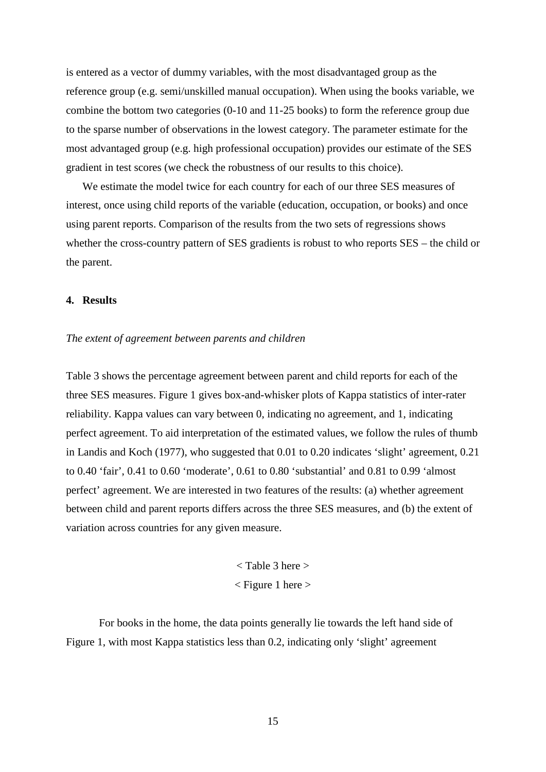is entered as a vector of dummy variables, with the most disadvantaged group as the reference group (e.g. semi/unskilled manual occupation). When using the books variable, we combine the bottom two categories (0-10 and 11-25 books) to form the reference group due to the sparse number of observations in the lowest category. The parameter estimate for the most advantaged group (e.g. high professional occupation) provides our estimate of the SES gradient in test scores (we check the robustness of our results to this choice).

We estimate the model twice for each country for each of our three SES measures of interest, once using child reports of the variable (education, occupation, or books) and once using parent reports. Comparison of the results from the two sets of regressions shows whether the cross-country pattern of SES gradients is robust to who reports SES – the child or the parent.

## 4. Results

*The extent of agreement between parents and children*

Table 3 shows the percentage agreement between parent and child reports for each of the three SES measures. Figure 1 gives box-and-whisker plots of Kappa statistics of inter-rater reliability. Kappa values can vary between 0, indicating no agreement, and 1, indicating perfect agreement. To aid interpretation of the estimated values, we follow the rules of thumb in Landis and Koch (1977), who suggested that 0.01 to 0.20 indicates 'slight' agreement, 0.21 to 0.40 'fair', 0.41 to 0.60 'moderate', 0.61 to 0.80 'substantial' and 0.81 to 0.99 'almost perfect' agreement. We are interested in two features of the results: (a) whether agreement between child and parent reports differs across the three SES measures, and (b) the extent of variation across countries for any given measure.

< Table 3 here >

< Figure 1 here >

For books in the home, the data points generally lie towards the left hand side of Figure 1, with most Kappa statistics less than 0.2, indicating only 'slight' agreement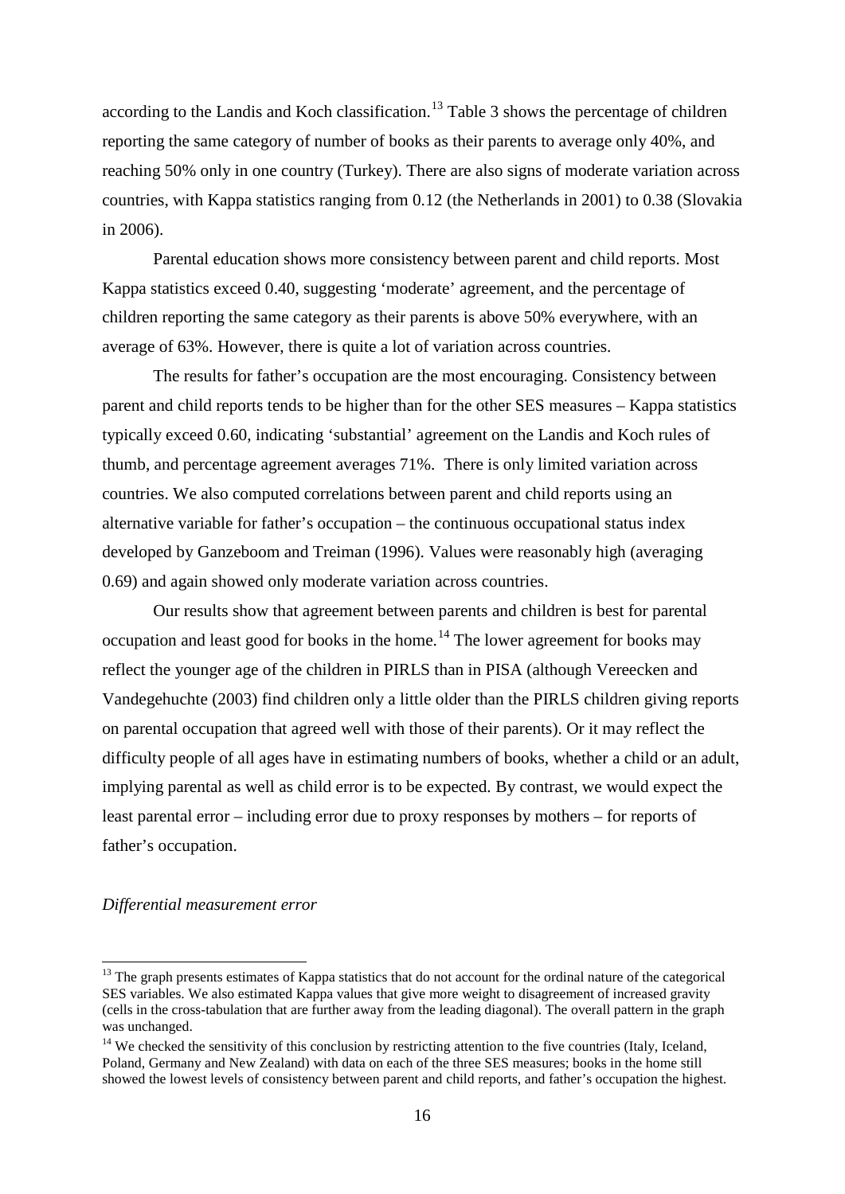according to the Landis and Koch classification.[13] Table 3 shows the percentage of children reporting the same category of number of books as their parents to average only 40%, and reaching 50% only in one country (Turkey). There are also signs of moderate variation across countries, with Kappa statistics ranging from 0.12 (the Netherlands in 2001) to 0.38 (Slovakia in 2006).

Parental education shows more consistency between parent and child reports. Most Kappa statistics exceed 0.40, suggesting 'moderate' agreement, and the percentage of children reporting the same category as their parents is above 50% everywhere, with an average of 63%. However, there is quite a lot of variation across countries.

The results for father's occupation are the most encouraging. Consistency between parent and child reports tends to be higher than for the other SES measures – Kappa statistics typically exceed 0.60, indicating 'substantial' agreement on the Landis and Koch rules of thumb, and percentage agreement averages 71%. There is only limited variation across countries. We also computed correlations between parent and child reports using an alternative variable for father's occupation – the continuous occupational status index developed by Ganzeboom and Treiman (1996). Values were reasonably high (averaging 0.69) and again showed only moderate variation across countries.

Our results show that agreement between parents and children is best for parental occupation and least good for books in the home.[14] The lower agreement for books may reflect the younger age of the children in PIRLS than in PISA (although Vereecken and Vandegehuchte (2003) find children only a little older than the PIRLS children giving reports on parental occupation that agreed well with those of their parents). Or it may reflect the difficulty people of all ages have in estimating numbers of books, whether a child or an adult, implying parental as well as child error is to be expected. By contrast, we would expect the least parental error – including error due to proxy responses by mothers – for reports of father's occupation.

*Differential measurement error*

[13] The graph presents estimates of Kappa statistics that do not account for the ordinal nature of the categorical SES variables. We also estimated Kappa values that give more weight to disagreement of increased gravity (cells in the cross-tabulation that are further away from the leading diagonal). The overall pattern in the graph was unchanged.

[14] We checked the sensitivity of this conclusion by restricting attention to the five countries (Italy, Iceland, Poland, Germany and New Zealand) with data on each of the three SES measures; books in the home still showed the lowest levels of consistency between parent and child reports, and father's occupation the highest.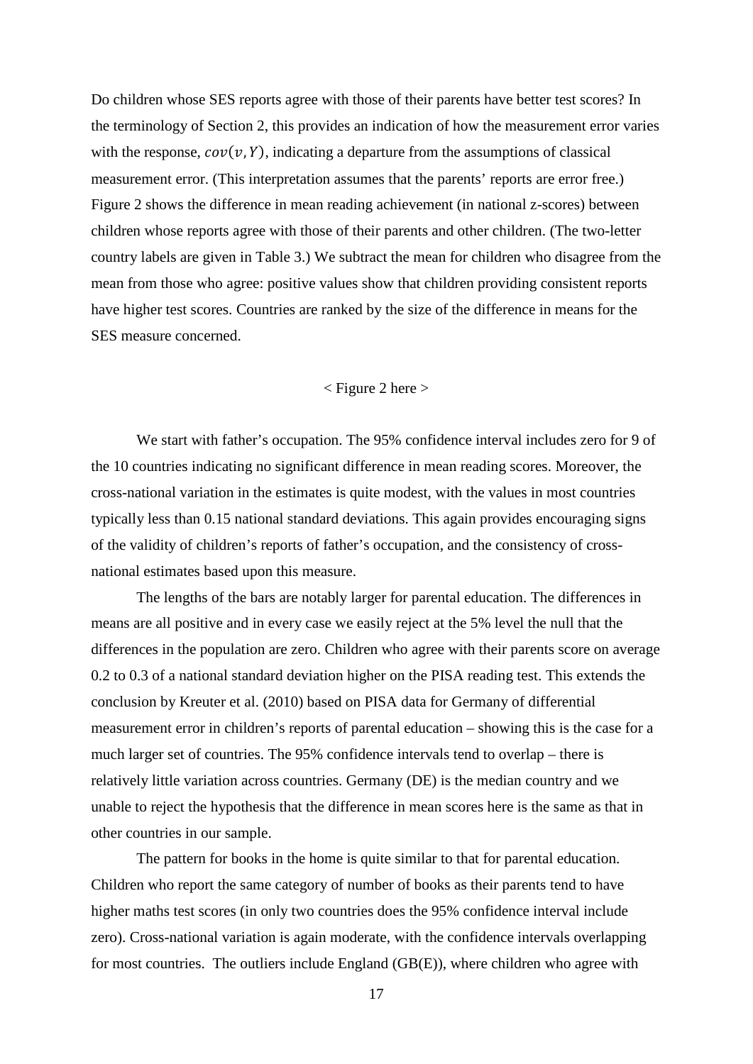Do children whose SES reports agree with those of their parents have better test scores? In the terminology of Section 2, this provides an indication of how the measurement error varies with the response, $cov(v, Y)$, indicating a departure from the assumptions of classical measurement error. (This interpretation assumes that the parents' reports are error free.) Figure 2 shows the difference in mean reading achievement (in national z-scores) between children whose reports agree with those of their parents and other children. (The two-letter country labels are given in Table 3.) We subtract the mean for children who disagree from the mean from those who agree: positive values show that children providing consistent reports have higher test scores. Countries are ranked by the size of the difference in means for the SES measure concerned.

< Figure 2 here >

We start with father's occupation. The 95% confidence interval includes zero for 9 of the 10 countries indicating no significant difference in mean reading scores. Moreover, the cross-national variation in the estimates is quite modest, with the values in most countries typically less than 0.15 national standard deviations. This again provides encouraging signs of the validity of children's reports of father's occupation, and the consistency of cross-national estimates based upon this measure.

The lengths of the bars are notably larger for parental education. The differences in means are all positive and in every case we easily reject at the 5% level the null that the differences in the population are zero. Children who agree with their parents score on average 0.2 to 0.3 of a national standard deviation higher on the PISA reading test. This extends the conclusion by Kreuter et al. (2010) based on PISA data for Germany of differential measurement error in children's reports of parental education – showing this is the case for a much larger set of countries. The 95% confidence intervals tend to overlap – there is relatively little variation across countries. Germany (DE) is the median country and we unable to reject the hypothesis that the difference in mean scores here is the same as that in other countries in our sample.

The pattern for books in the home is quite similar to that for parental education. Children who report the same category of number of books as their parents tend to have higher maths test scores (in only two countries does the 95% confidence interval include zero). Cross-national variation is again moderate, with the confidence intervals overlapping for most countries. The outliers include England (GB(E)), where children who agree with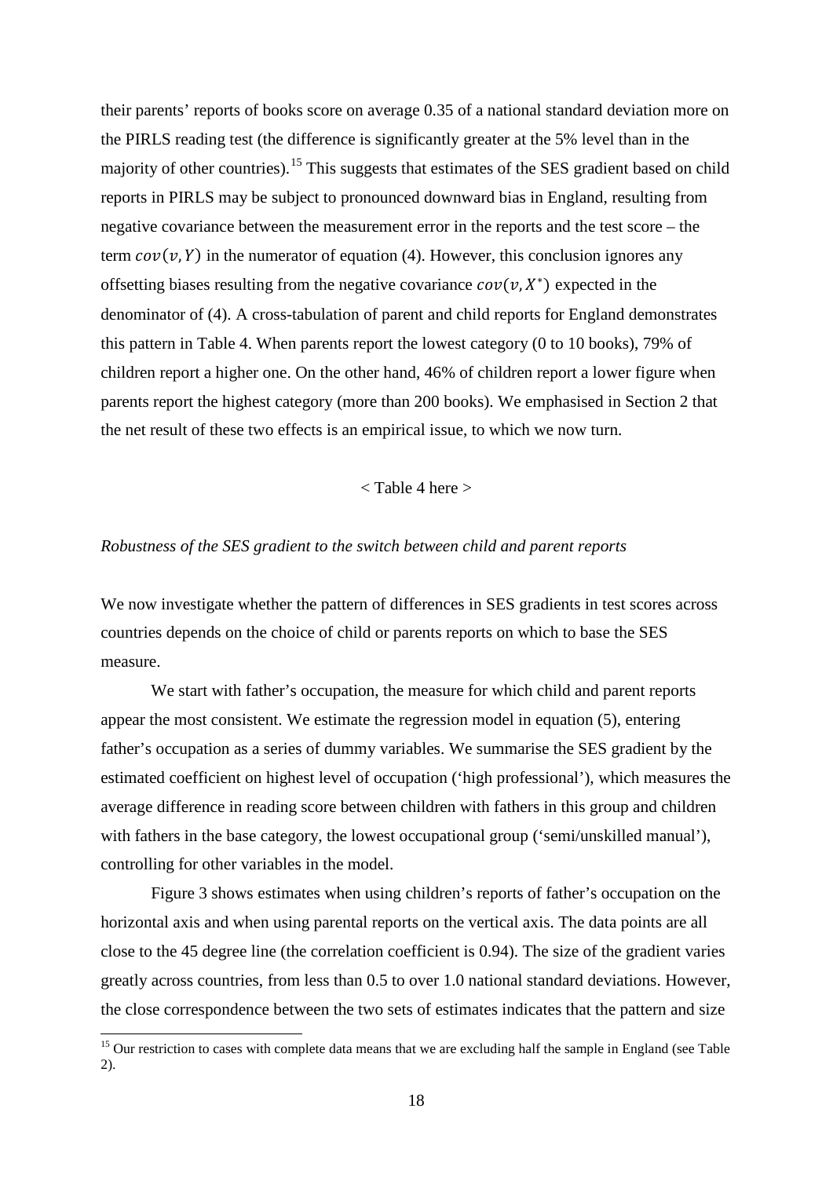their parents' reports of books score on average 0.35 of a national standard deviation more on the PIRLS reading test (the difference is significantly greater at the 5% level than in the majority of other countries).[15] This suggests that estimates of the SES gradient based on child reports in PIRLS may be subject to pronounced downward bias in England, resulting from negative covariance between the measurement error in the reports and the test score – the term $cov(v, Y)$ in the numerator of equation (4). However, this conclusion ignores any offsetting biases resulting from the negative covariance $cov(v, X^*)$ expected in the denominator of (4). A cross-tabulation of parent and child reports for England demonstrates this pattern in Table 4. When parents report the lowest category (0 to 10 books), 79% of children report a higher one. On the other hand, 46% of children report a lower figure when parents report the highest category (more than 200 books). We emphasised in Section 2 that the net result of these two effects is an empirical issue, to which we now turn.

< Table 4 here >

*Robustness of the SES gradient to the switch between child and parent reports*

We now investigate whether the pattern of differences in SES gradients in test scores across countries depends on the choice of child or parents reports on which to base the SES measure.

We start with father's occupation, the measure for which child and parent reports appear the most consistent. We estimate the regression model in equation (5), entering father's occupation as a series of dummy variables. We summarise the SES gradient by the estimated coefficient on highest level of occupation ('high professional'), which measures the average difference in reading score between children with fathers in this group and children with fathers in the base category, the lowest occupational group ('semi/unskilled manual'), controlling for other variables in the model.

Figure 3 shows estimates when using children's reports of father's occupation on the horizontal axis and when using parental reports on the vertical axis. The data points are all close to the 45 degree line (the correlation coefficient is 0.94). The size of the gradient varies greatly across countries, from less than 0.5 to over 1.0 national standard deviations. However, the close correspondence between the two sets of estimates indicates that the pattern and size

[15] Our restriction to cases with complete data means that we are excluding half the sample in England (see Table 2).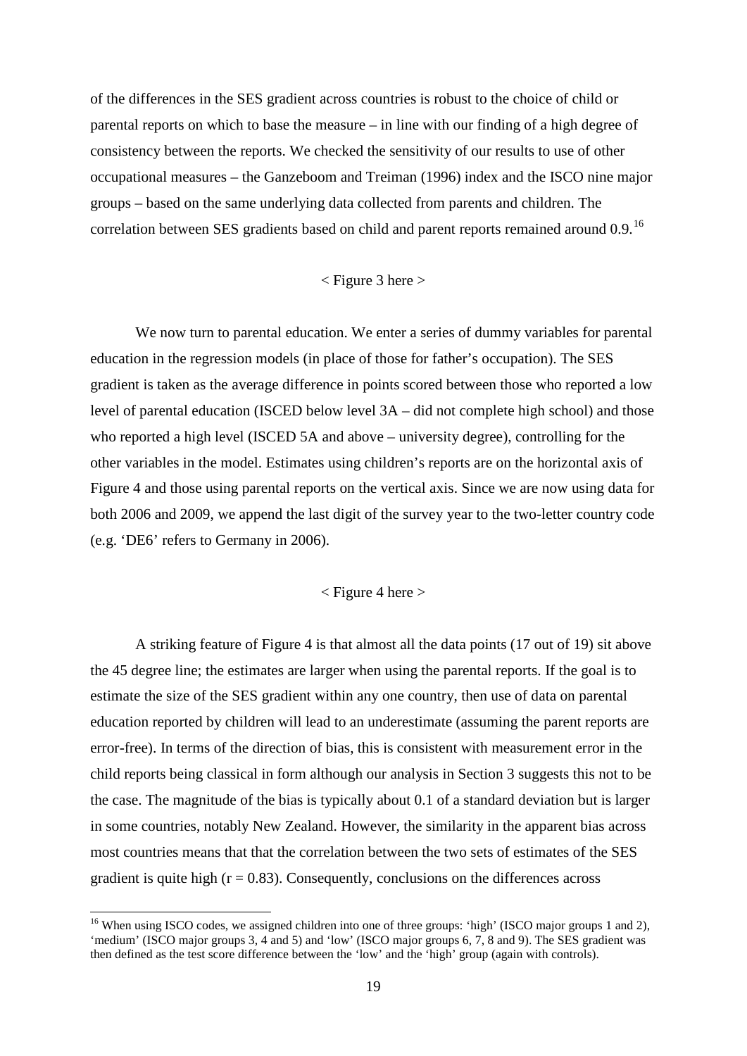of the differences in the SES gradient across countries is robust to the choice of child or parental reports on which to base the measure – in line with our finding of a high degree of consistency between the reports. We checked the sensitivity of our results to use of other occupational measures – the Ganzeboom and Treiman (1996) index and the ISCO nine major groups – based on the same underlying data collected from parents and children. The correlation between SES gradients based on child and parent reports remained around 0.9.[16]

< Figure 3 here >

We now turn to parental education. We enter a series of dummy variables for parental education in the regression models (in place of those for father's occupation). The SES gradient is taken as the average difference in points scored between those who reported a low level of parental education (ISCED below level 3A – did not complete high school) and those who reported a high level (ISCED 5A and above – university degree), controlling for the other variables in the model. Estimates using children's reports are on the horizontal axis of Figure 4 and those using parental reports on the vertical axis. Since we are now using data for both 2006 and 2009, we append the last digit of the survey year to the two-letter country code (e.g. 'DE6' refers to Germany in 2006).

< Figure 4 here >

A striking feature of Figure 4 is that almost all the data points (17 out of 19) sit above the 45 degree line; the estimates are larger when using the parental reports. If the goal is to estimate the size of the SES gradient within any one country, then use of data on parental education reported by children will lead to an underestimate (assuming the parent reports are error-free). In terms of the direction of bias, this is consistent with measurement error in the child reports being classical in form although our analysis in Section 3 suggests this not to be the case. The magnitude of the bias is typically about 0.1 of a standard deviation but is larger in some countries, notably New Zealand. However, the similarity in the apparent bias across most countries means that that the correlation between the two sets of estimates of the SES gradient is quite high ($r = 0.83$). Consequently, conclusions on the differences across

---

[16] When using ISCO codes, we assigned children into one of three groups: 'high' (ISCO major groups 1 and 2), 'medium' (ISCO major groups 3, 4 and 5) and 'low' (ISCO major groups 6, 7, 8 and 9). The SES gradient was then defined as the test score difference between the 'low' and the 'high' group (again with controls).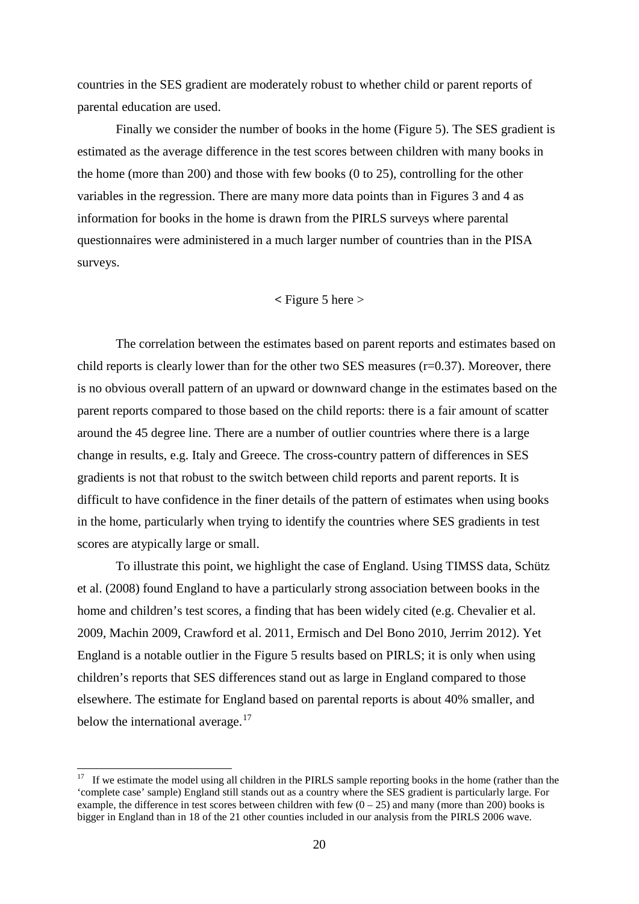countries in the SES gradient are moderately robust to whether child or parent reports of parental education are used.

Finally we consider the number of books in the home (Figure 5). The SES gradient is estimated as the average difference in the test scores between children with many books in the home (more than 200) and those with few books (0 to 25), controlling for the other variables in the regression. There are many more data points than in Figures 3 and 4 as information for books in the home is drawn from the PIRLS surveys where parental questionnaires were administered in a much larger number of countries than in the PISA surveys.

< Figure 5 here >

The correlation between the estimates based on parent reports and estimates based on child reports is clearly lower than for the other two SES measures (r=0.37). Moreover, there is no obvious overall pattern of an upward or downward change in the estimates based on the parent reports compared to those based on the child reports: there is a fair amount of scatter around the 45 degree line. There are a number of outlier countries where there is a large change in results, e.g. Italy and Greece. The cross-country pattern of differences in SES gradients is not that robust to the switch between child reports and parent reports. It is difficult to have confidence in the finer details of the pattern of estimates when using books in the home, particularly when trying to identify the countries where SES gradients in test scores are atypically large or small.

To illustrate this point, we highlight the case of England. Using TIMSS data, Schütz et al. (2008) found England to have a particularly strong association between books in the home and children's test scores, a finding that has been widely cited (e.g. Chevalier et al. 2009, Machin 2009, Crawford et al. 2011, Ermisch and Del Bono 2010, Jerrim 2012). Yet England is a notable outlier in the Figure 5 results based on PIRLS; it is only when using children's reports that SES differences stand out as large in England compared to those elsewhere. The estimate for England based on parental reports is about 40% smaller, and below the international average.[17]

[17] If we estimate the model using all children in the PIRLS sample reporting books in the home (rather than the 'complete case' sample) England still stands out as a country where the SES gradient is particularly large. For example, the difference in test scores between children with few (0 – 25) and many (more than 200) books is bigger in England than in 18 of the 21 other counties included in our analysis from the PIRLS 2006 wave.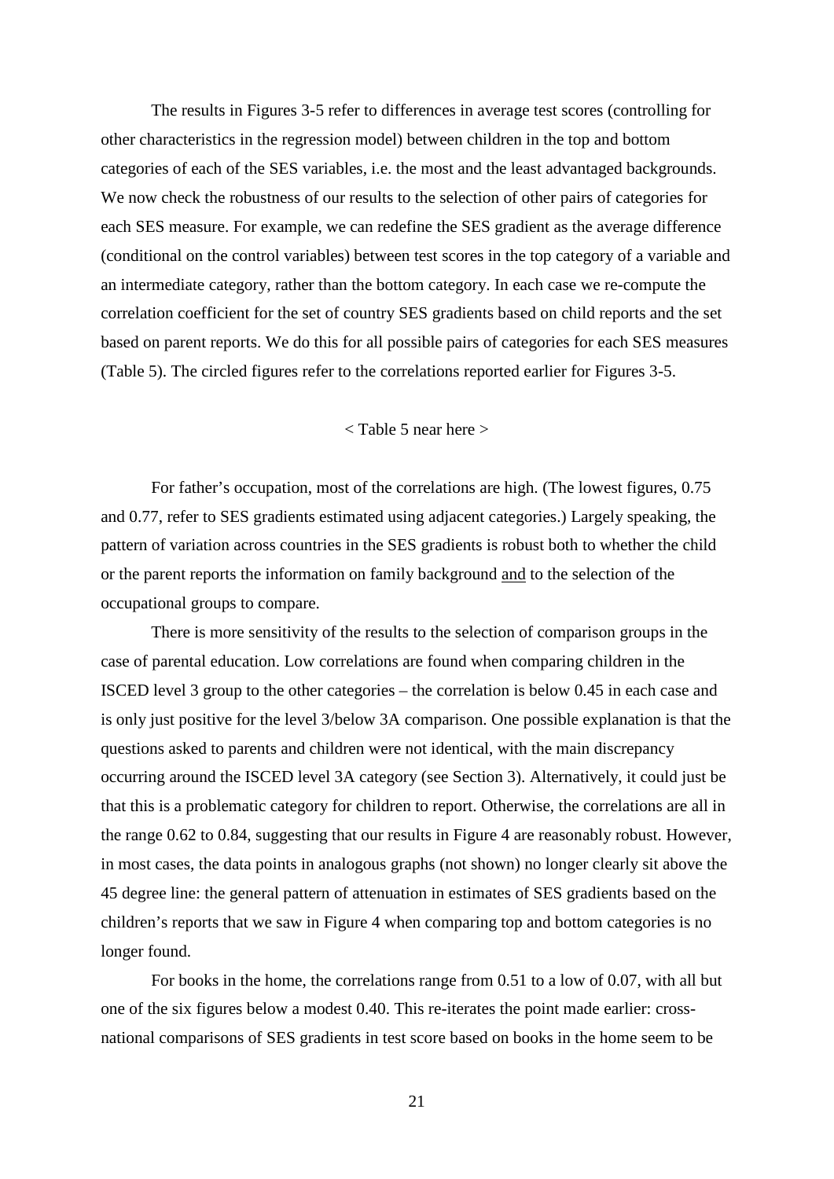The results in Figures 3-5 refer to differences in average test scores (controlling for other characteristics in the regression model) between children in the top and bottom categories of each of the SES variables, i.e. the most and the least advantaged backgrounds. We now check the robustness of our results to the selection of other pairs of categories for each SES measure. For example, we can redefine the SES gradient as the average difference (conditional on the control variables) between test scores in the top category of a variable and an intermediate category, rather than the bottom category. In each case we re-compute the correlation coefficient for the set of country SES gradients based on child reports and the set based on parent reports. We do this for all possible pairs of categories for each SES measures (Table 5). The circled figures refer to the correlations reported earlier for Figures 3-5.

< Table 5 near here >

For father's occupation, most of the correlations are high. (The lowest figures, 0.75 and 0.77, refer to SES gradients estimated using adjacent categories.) Largely speaking, the pattern of variation across countries in the SES gradients is robust both to whether the child or the parent reports the information on family background <u>and</u> to the selection of the occupational groups to compare.

There is more sensitivity of the results to the selection of comparison groups in the case of parental education. Low correlations are found when comparing children in the ISCED level 3 group to the other categories – the correlation is below 0.45 in each case and is only just positive for the level 3/below 3A comparison. One possible explanation is that the questions asked to parents and children were not identical, with the main discrepancy occurring around the ISCED level 3A category (see Section 3). Alternatively, it could just be that this is a problematic category for children to report. Otherwise, the correlations are all in the range 0.62 to 0.84, suggesting that our results in Figure 4 are reasonably robust. However, in most cases, the data points in analogous graphs (not shown) no longer clearly sit above the 45 degree line: the general pattern of attenuation in estimates of SES gradients based on the children's reports that we saw in Figure 4 when comparing top and bottom categories is no longer found.

For books in the home, the correlations range from 0.51 to a low of 0.07, with all but one of the six figures below a modest 0.40. This re-iterates the point made earlier: cross-national comparisons of SES gradients in test score based on books in the home seem to be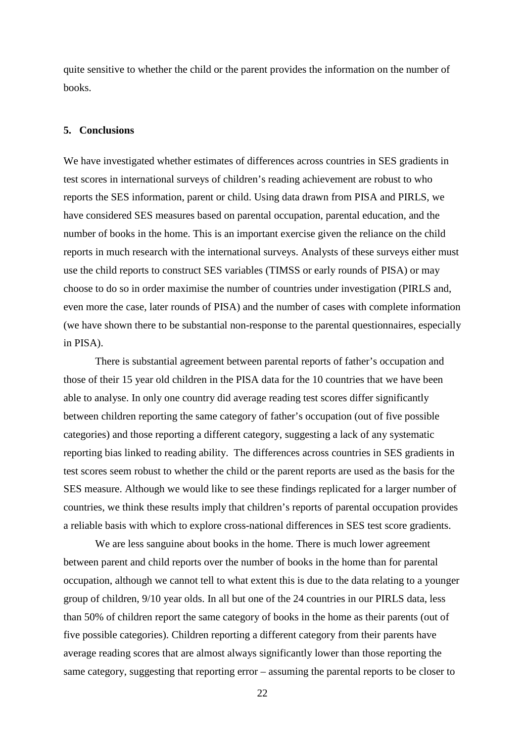quite sensitive to whether the child or the parent provides the information on the number of books.

## 5. Conclusions

We have investigated whether estimates of differences across countries in SES gradients in test scores in international surveys of children's reading achievement are robust to who reports the SES information, parent or child. Using data drawn from PISA and PIRLS, we have considered SES measures based on parental occupation, parental education, and the number of books in the home. This is an important exercise given the reliance on the child reports in much research with the international surveys. Analysts of these surveys either must use the child reports to construct SES variables (TIMSS or early rounds of PISA) or may choose to do so in order maximise the number of countries under investigation (PIRLS and, even more the case, later rounds of PISA) and the number of cases with complete information (we have shown there to be substantial non-response to the parental questionnaires, especially in PISA).

There is substantial agreement between parental reports of father's occupation and those of their 15 year old children in the PISA data for the 10 countries that we have been able to analyse. In only one country did average reading test scores differ significantly between children reporting the same category of father's occupation (out of five possible categories) and those reporting a different category, suggesting a lack of any systematic reporting bias linked to reading ability. The differences across countries in SES gradients in test scores seem robust to whether the child or the parent reports are used as the basis for the SES measure. Although we would like to see these findings replicated for a larger number of countries, we think these results imply that children's reports of parental occupation provides a reliable basis with which to explore cross-national differences in SES test score gradients.

We are less sanguine about books in the home. There is much lower agreement between parent and child reports over the number of books in the home than for parental occupation, although we cannot tell to what extent this is due to the data relating to a younger group of children, 9/10 year olds. In all but one of the 24 countries in our PIRLS data, less than 50% of children report the same category of books in the home as their parents (out of five possible categories). Children reporting a different category from their parents have average reading scores that are almost always significantly lower than those reporting the same category, suggesting that reporting error – assuming the parental reports to be closer to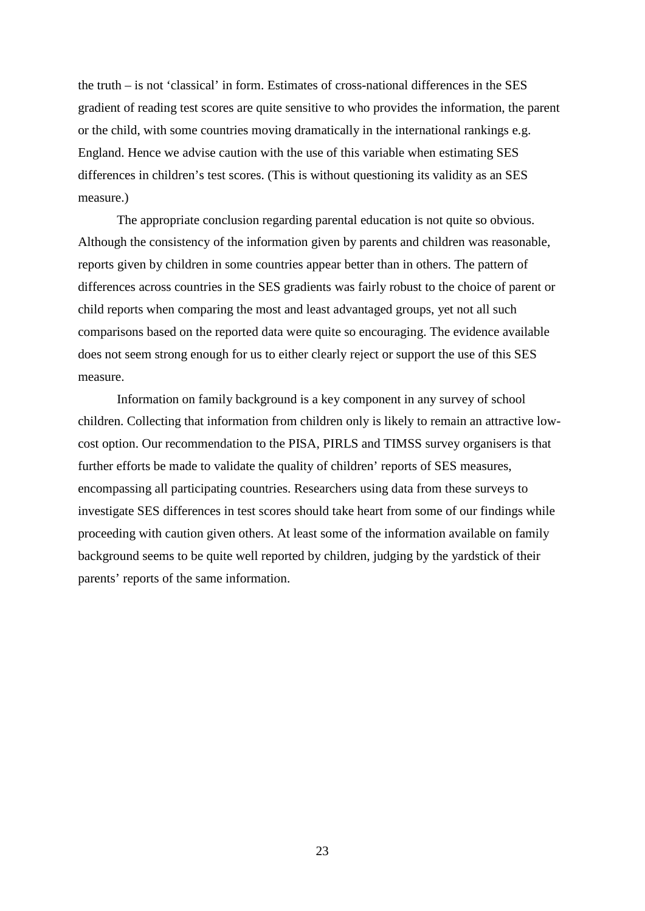the truth – is not 'classical' in form. Estimates of cross-national differences in the SES gradient of reading test scores are quite sensitive to who provides the information, the parent or the child, with some countries moving dramatically in the international rankings e.g. England. Hence we advise caution with the use of this variable when estimating SES differences in children's test scores. (This is without questioning its validity as an SES measure.)

The appropriate conclusion regarding parental education is not quite so obvious. Although the consistency of the information given by parents and children was reasonable, reports given by children in some countries appear better than in others. The pattern of differences across countries in the SES gradients was fairly robust to the choice of parent or child reports when comparing the most and least advantaged groups, yet not all such comparisons based on the reported data were quite so encouraging. The evidence available does not seem strong enough for us to either clearly reject or support the use of this SES measure.

Information on family background is a key component in any survey of school children. Collecting that information from children only is likely to remain an attractive low-cost option. Our recommendation to the PISA, PIRLS and TIMSS survey organisers is that further efforts be made to validate the quality of children' reports of SES measures, encompassing all participating countries. Researchers using data from these surveys to investigate SES differences in test scores should take heart from some of our findings while proceeding with caution given others. At least some of the information available on family background seems to be quite well reported by children, judging by the yardstick of their parents' reports of the same information.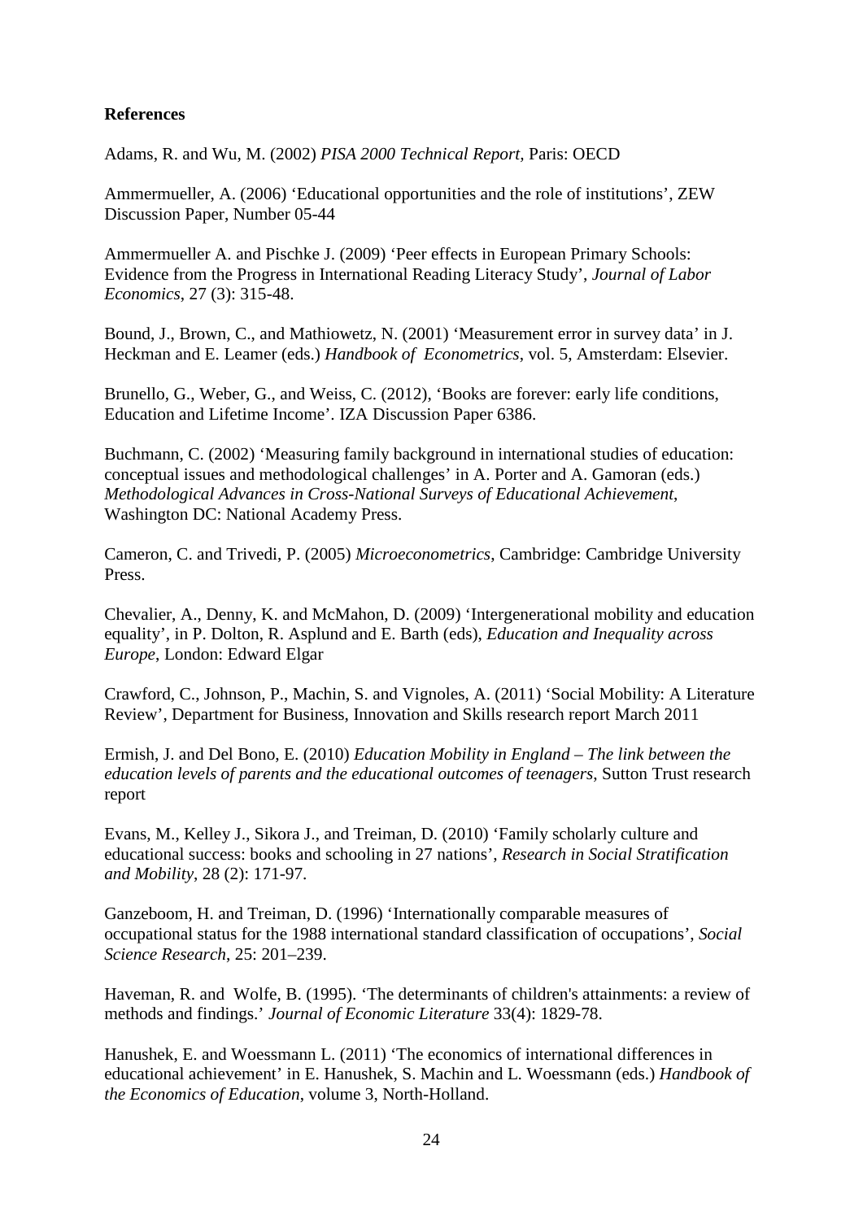**References**

Adams, R. and Wu, M. (2002) *PISA 2000 Technical Report*, Paris: OECD

Ammermueller, A. (2006) 'Educational opportunities and the role of institutions', ZEW Discussion Paper, Number 05-44

Ammermueller A. and Pischke J. (2009) 'Peer effects in European Primary Schools: Evidence from the Progress in International Reading Literacy Study', *Journal of Labor Economics*, 27 (3): 315-48.

Bound, J., Brown, C., and Mathiowetz, N. (2001) 'Measurement error in survey data' in J. Heckman and E. Leamer (eds.) *Handbook of Econometrics*, vol. 5, Amsterdam: Elsevier.

Brunello, G., Weber, G., and Weiss, C. (2012), 'Books are forever: early life conditions, Education and Lifetime Income'. IZA Discussion Paper 6386.

Buchmann, C. (2002) 'Measuring family background in international studies of education: conceptual issues and methodological challenges' in A. Porter and A. Gamoran (eds.) *Methodological Advances in Cross-National Surveys of Educational Achievement*, Washington DC: National Academy Press.

Cameron, C. and Trivedi, P. (2005) *Microeconometrics*, Cambridge: Cambridge University Press.

Chevalier, A., Denny, K. and McMahon, D. (2009) 'Intergenerational mobility and education equality', in P. Dolton, R. Asplund and E. Barth (eds), *Education and Inequality across Europe*, London: Edward Elgar

Crawford, C., Johnson, P., Machin, S. and Vignoles, A. (2011) 'Social Mobility: A Literature Review', Department for Business, Innovation and Skills research report March 2011

Ermish, J. and Del Bono, E. (2010) *Education Mobility in England – The link between the education levels of parents and the educational outcomes of teenagers*, Sutton Trust research report

Evans, M., Kelley J., Sikora J., and Treiman, D. (2010) 'Family scholarly culture and educational success: books and schooling in 27 nations', *Research in Social Stratification and Mobility*, 28 (2): 171-97.

Ganzeboom, H. and Treiman, D. (1996) 'Internationally comparable measures of occupational status for the 1988 international standard classification of occupations', *Social Science Research*, 25: 201–239.

Haveman, R. and Wolfe, B. (1995). 'The determinants of children's attainments: a review of methods and findings.' *Journal of Economic Literature* 33(4): 1829-78.

Hanushek, E. and Woessmann L. (2011) 'The economics of international differences in educational achievement' in E. Hanushek, S. Machin and L. Woessmann (eds.) *Handbook of the Economics of Education*, volume 3, North-Holland.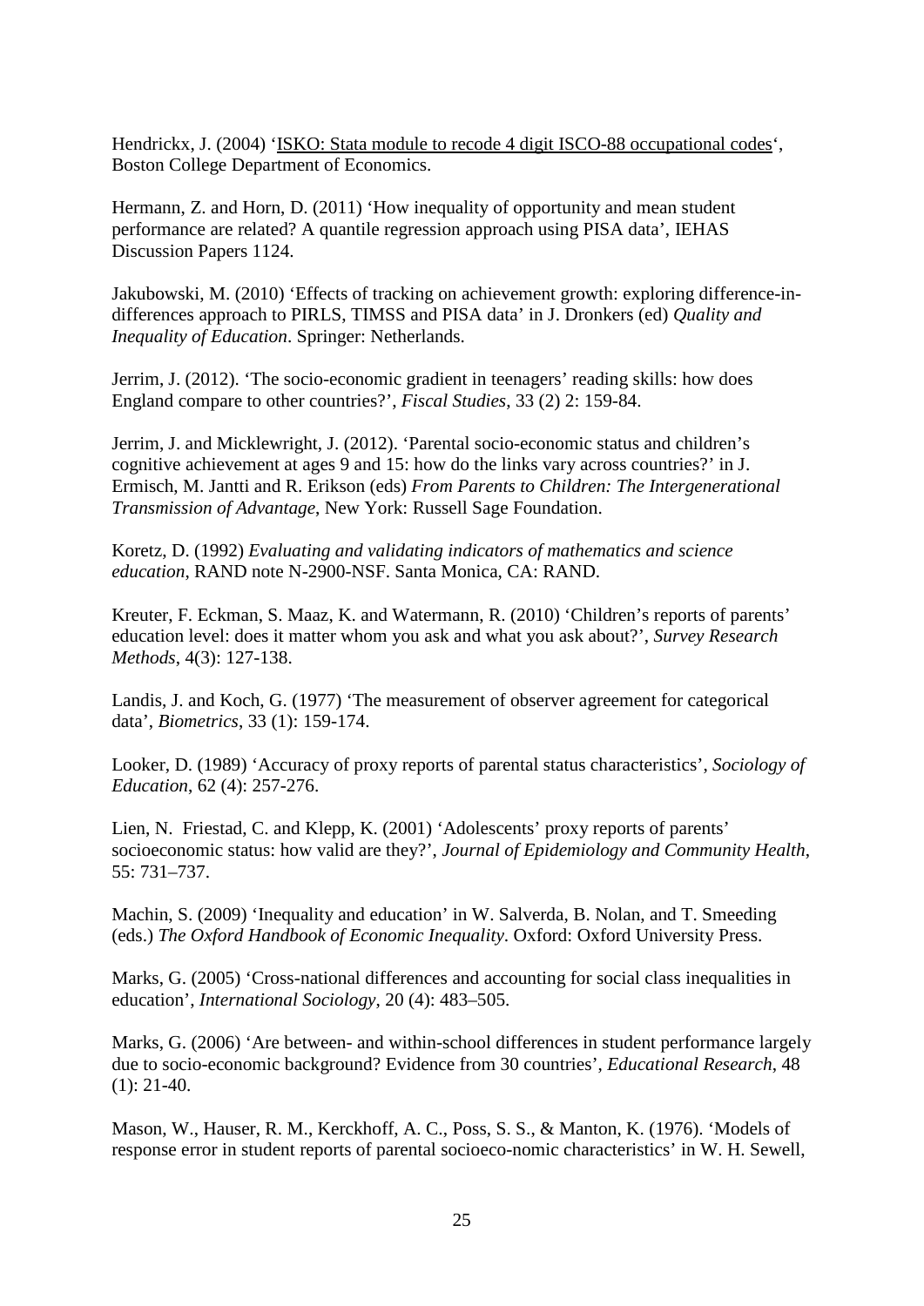Hendrickx, J. (2004) 'ISKO: Stata module to recode 4 digit ISCO-88 occupational codes', Boston College Department of Economics.

Hermann, Z. and Horn, D. (2011) 'How inequality of opportunity and mean student performance are related? A quantile regression approach using PISA data', IEHAS Discussion Papers 1124.

Jakubowski, M. (2010) 'Effects of tracking on achievement growth: exploring difference-in-differences approach to PIRLS, TIMSS and PISA data' in J. Dronkers (ed) *Quality and Inequality of Education*. Springer: Netherlands.

Jerrim, J. (2012). 'The socio-economic gradient in teenagers' reading skills: how does England compare to other countries?', *Fiscal Studies*, 33 (2) 2: 159-84.

Jerrim, J. and Micklewright, J. (2012). 'Parental socio-economic status and children's cognitive achievement at ages 9 and 15: how do the links vary across countries?' in J. Ermisch, M. Jantti and R. Erikson (eds) *From Parents to Children: The Intergenerational Transmission of Advantage*, New York: Russell Sage Foundation.

Koretz, D. (1992) *Evaluating and validating indicators of mathematics and science education*, RAND note N-2900-NSF. Santa Monica, CA: RAND.

Kreuter, F. Eckman, S. Maaz, K. and Watermann, R. (2010) 'Children's reports of parents' education level: does it matter whom you ask and what you ask about?', *Survey Research Methods*, 4(3): 127-138.

Landis, J. and Koch, G. (1977) 'The measurement of observer agreement for categorical data', *Biometrics*, 33 (1): 159-174.

Looker, D. (1989) 'Accuracy of proxy reports of parental status characteristics', *Sociology of Education*, 62 (4): 257-276.

Lien, N. Friestad, C. and Klepp, K. (2001) 'Adolescents' proxy reports of parents' socioeconomic status: how valid are they?', *Journal of Epidemiology and Community Health*, 55: 731–737.

Machin, S. (2009) 'Inequality and education' in W. Salverda, B. Nolan, and T. Smeeding (eds.) *The Oxford Handbook of Economic Inequality*. Oxford: Oxford University Press.

Marks, G. (2005) 'Cross-national differences and accounting for social class inequalities in education', *International Sociology*, 20 (4): 483–505.

Marks, G. (2006) 'Are between- and within-school differences in student performance largely due to socio-economic background? Evidence from 30 countries', *Educational Research*, 48 (1): 21-40.

Mason, W., Hauser, R. M., Kerckhoff, A. C., Poss, S. S., & Manton, K. (1976). 'Models of response error in student reports of parental socioeco-nomic characteristics' in W. H. Sewell,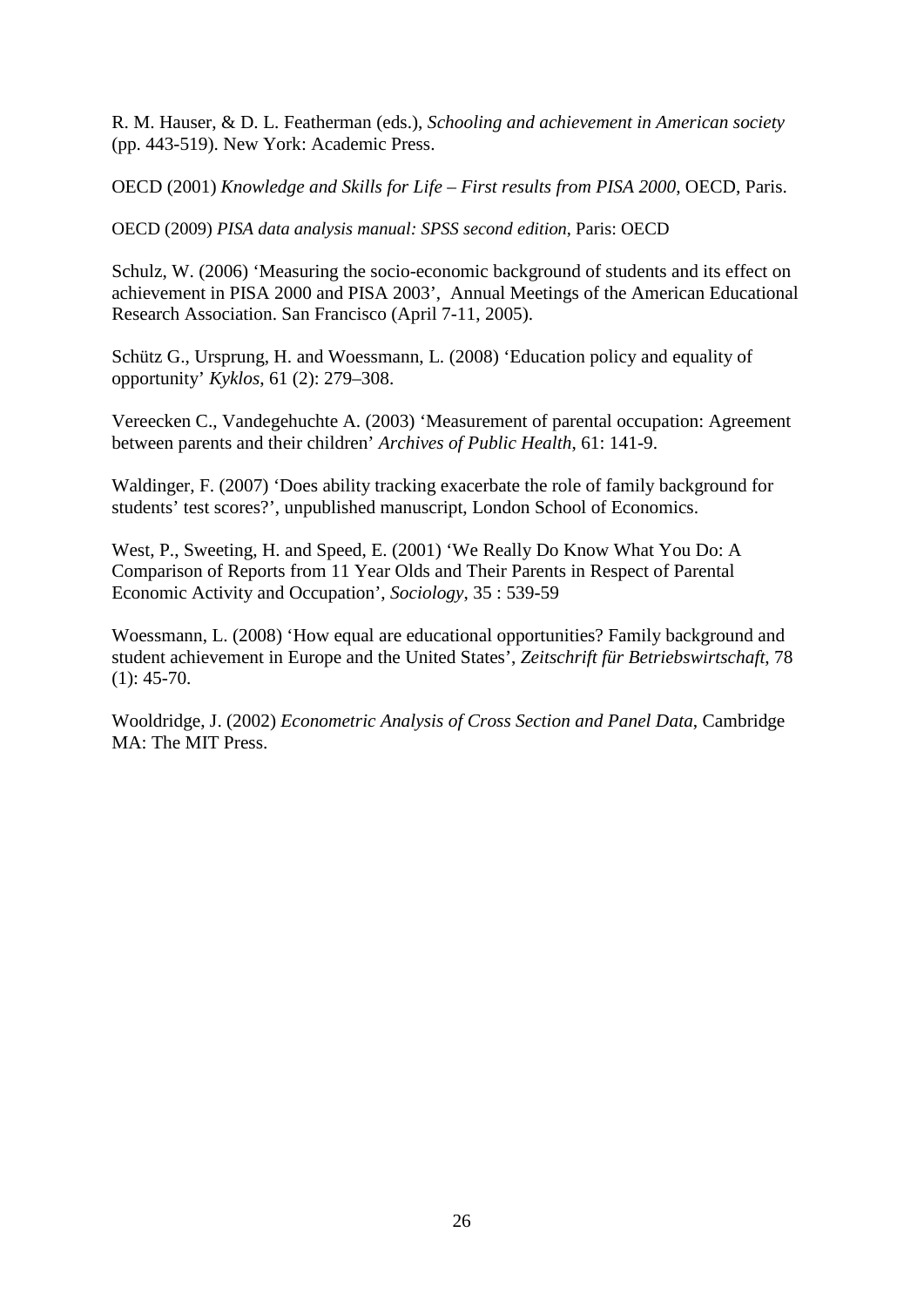R. M. Hauser, & D. L. Featherman (eds.), *Schooling and achievement in American society* (pp. 443-519). New York: Academic Press.

OECD (2001) *Knowledge and Skills for Life – First results from PISA 2000*, OECD, Paris.

OECD (2009) *PISA data analysis manual: SPSS second edition*, Paris: OECD

Schulz, W. (2006) 'Measuring the socio-economic background of students and its effect on achievement in PISA 2000 and PISA 2003', Annual Meetings of the American Educational Research Association. San Francisco (April 7-11, 2005).

Schütz G., Ursprung, H. and Woessmann, L. (2008) 'Education policy and equality of opportunity' *Kyklos*, 61 (2): 279–308.

Vereecken C., Vandegehuchte A. (2003) 'Measurement of parental occupation: Agreement between parents and their children' *Archives of Public Health*, 61: 141-9.

Waldinger, F. (2007) 'Does ability tracking exacerbate the role of family background for students' test scores?', unpublished manuscript, London School of Economics.

West, P., Sweeting, H. and Speed, E. (2001) 'We Really Do Know What You Do: A Comparison of Reports from 11 Year Olds and Their Parents in Respect of Parental Economic Activity and Occupation', *Sociology*, 35 : 539-59

Woessmann, L. (2008) 'How equal are educational opportunities? Family background and student achievement in Europe and the United States', *Zeitschrift für Betriebswirtschaft*, 78 (1): 45-70.

Wooldridge, J. (2002) *Econometric Analysis of Cross Section and Panel Data*, Cambridge MA: The MIT Press.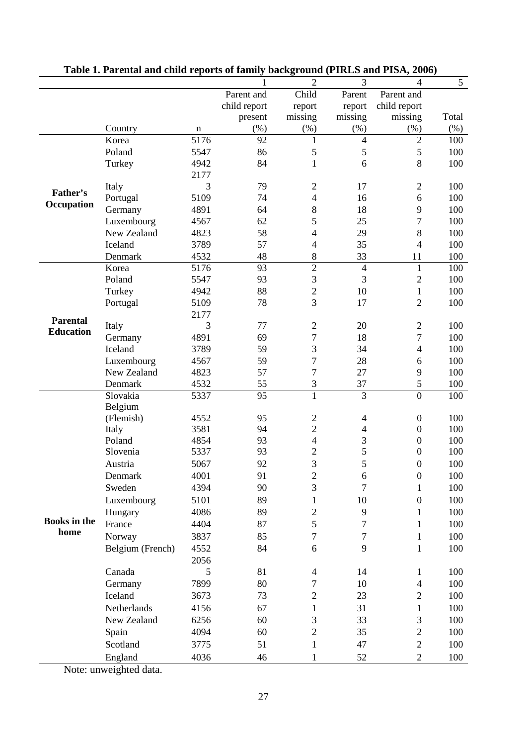**Table 1. Parental and child reports of family background (PIRLS and PISA, 2006)**

| | | | 1 | 2 | 3 | 4 | 5 |
|---|---|---|---|---|---|---|---|
| | Country | n | Parent and child report present (%) | Child report missing (%) | Parent report missing (%) | Parent and child report missing (%) | Total (%) |
| **Father's Occupation** | Korea | 5176 | 92 | 1 | 4 | 2 | 100 |
| | Poland | 5547 | 86 | 5 | 5 | 5 | 100 |
| | Turkey | 4942 | 84 | 1 | 6 | 8 | 100 |
| | Italy | 21773 | 79 | 2 | 17 | 2 | 100 |
| | Portugal | 5109 | 74 | 4 | 16 | 6 | 100 |
| | Germany | 4891 | 64 | 8 | 18 | 9 | 100 |
| | Luxembourg | 4567 | 62 | 5 | 25 | 7 | 100 |
| | New Zealand | 4823 | 58 | 4 | 29 | 8 | 100 |
| | Iceland | 3789 | 57 | 4 | 35 | 4 | 100 |
| | Denmark | 4532 | 48 | 8 | 33 | 11 | 100 |
| **Parental Education** | Korea | 5176 | 93 | 2 | 4 | 1 | 100 |
| | Poland | 5547 | 93 | 3 | 3 | 2 | 100 |
| | Turkey | 4942 | 88 | 2 | 10 | 1 | 100 |
| | Portugal | 5109 | 78 | 3 | 17 | 2 | 100 |
| | Italy | 21773 | 77 | 2 | 20 | 2 | 100 |
| | Germany | 4891 | 69 | 7 | 18 | 7 | 100 |
| | Iceland | 3789 | 59 | 3 | 34 | 4 | 100 |
| | Luxembourg | 4567 | 59 | 7 | 28 | 6 | 100 |
| | New Zealand | 4823 | 57 | 7 | 27 | 9 | 100 |
| | Denmark | 4532 | 55 | 3 | 37 | 5 | 100 |
| **Books in the home** | Slovakia | 5337 | 95 | 1 | 3 | 0 | 100 |
| | Belgium (Flemish) | 4552 | 95 | 2 | 4 | 0 | 100 |
| | Italy | 3581 | 94 | 2 | 4 | 0 | 100 |
| | Poland | 4854 | 93 | 4 | 3 | 0 | 100 |
| | Slovenia | 5337 | 93 | 2 | 5 | 0 | 100 |
| | Austria | 5067 | 92 | 3 | 5 | 0 | 100 |
| | Denmark | 4001 | 91 | 2 | 6 | 0 | 100 |
| | Sweden | 4394 | 90 | 3 | 7 | 1 | 100 |
| | Luxembourg | 5101 | 89 | 1 | 10 | 0 | 100 |
| | Hungary | 4086 | 89 | 2 | 9 | 1 | 100 |
| | France | 4404 | 87 | 5 | 7 | 1 | 100 |
| | Norway | 3837 | 85 | 7 | 7 | 1 | 100 |
| | Belgium (French) | 4552 | 84 | 6 | 9 | 1 | 100 |
| | Canada | 20565 | 81 | 4 | 14 | 1 | 100 |
| | Germany | 7899 | 80 | 7 | 10 | 4 | 100 |
| | Iceland | 3673 | 73 | 2 | 23 | 2 | 100 |
| | Netherlands | 4156 | 67 | 1 | 31 | 1 | 100 |
| | New Zealand | 6256 | 60 | 3 | 33 | 3 | 100 |
| | Spain | 4094 | 60 | 2 | 35 | 2 | 100 |
| | Scotland | 3775 | 51 | 1 | 47 | 2 | 100 |
| | England | 4036 | 46 | 1 | 52 | 2 | 100 |

Note: unweighted data.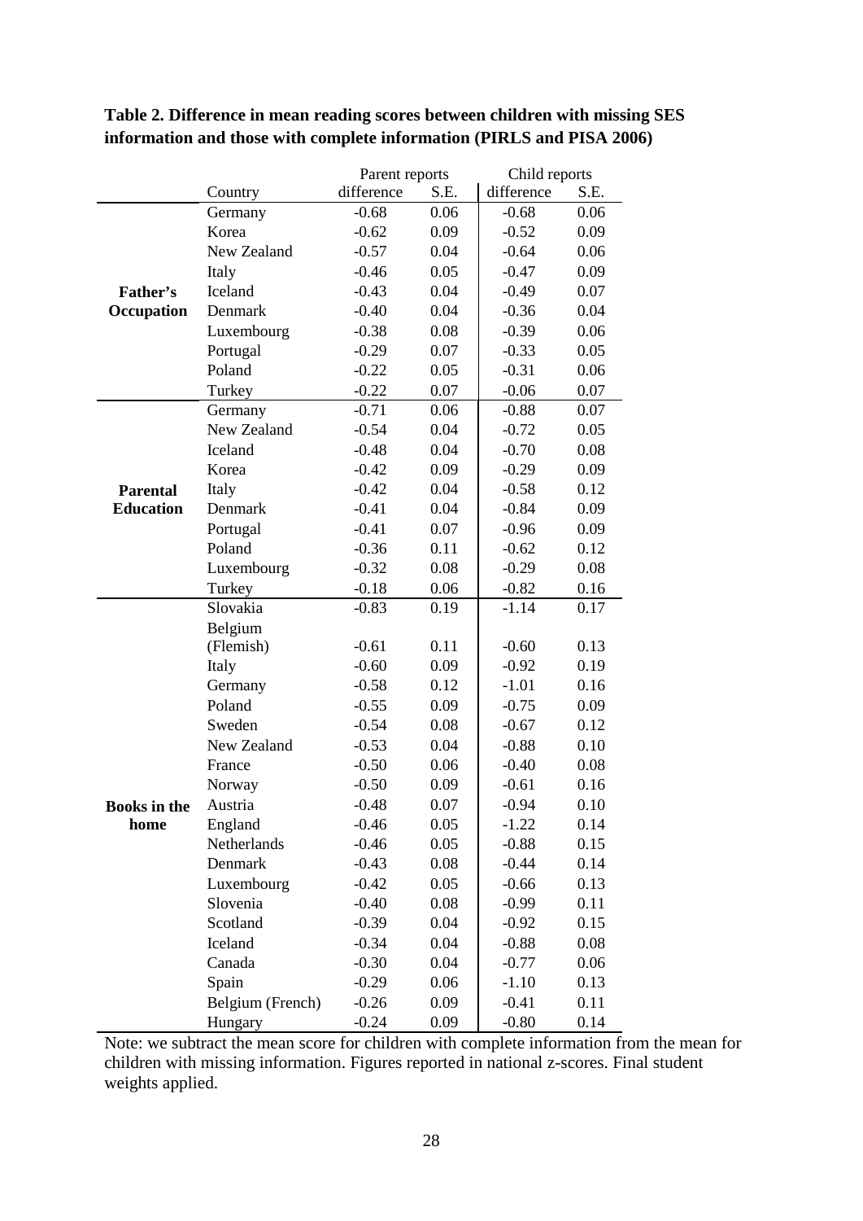**Table 2. Difference in mean reading scores between children with missing SES information and those with complete information (PIRLS and PISA 2006)**

| | | Parent reports | | Child reports | |
|---|---|---|---|---|---|
| | Country | difference | S.E. | difference | S.E. |
| **Father's Occupation** | Germany | -0.68 | 0.06 | -0.68 | 0.06 |
| | Korea | -0.62 | 0.09 | -0.52 | 0.09 |
| | New Zealand | -0.57 | 0.04 | -0.64 | 0.06 |
| | Italy | -0.46 | 0.05 | -0.47 | 0.09 |
| | Iceland | -0.43 | 0.04 | -0.49 | 0.07 |
| | Denmark | -0.40 | 0.04 | -0.36 | 0.04 |
| | Luxembourg | -0.38 | 0.08 | -0.39 | 0.06 |
| | Portugal | -0.29 | 0.07 | -0.33 | 0.05 |
| | Poland | -0.22 | 0.05 | -0.31 | 0.06 |
| | Turkey | -0.22 | 0.07 | -0.06 | 0.07 |
| **Parental Education** | Germany | -0.71 | 0.06 | -0.88 | 0.07 |
| | New Zealand | -0.54 | 0.04 | -0.72 | 0.05 |
| | Iceland | -0.48 | 0.04 | -0.70 | 0.08 |
| | Korea | -0.42 | 0.09 | -0.29 | 0.09 |
| | Italy | -0.42 | 0.04 | -0.58 | 0.12 |
| | Denmark | -0.41 | 0.04 | -0.84 | 0.09 |
| | Portugal | -0.41 | 0.07 | -0.96 | 0.09 |
| | Poland | -0.36 | 0.11 | -0.62 | 0.12 |
| | Luxembourg | -0.32 | 0.08 | -0.29 | 0.08 |
| | Turkey | -0.18 | 0.06 | -0.82 | 0.16 |
| **Books in the home** | Slovakia | -0.83 | 0.19 | -1.14 | 0.17 |
| | Belgium (Flemish) | -0.61 | 0.11 | -0.60 | 0.13 |
| | Italy | -0.60 | 0.09 | -0.92 | 0.19 |
| | Germany | -0.58 | 0.12 | -1.01 | 0.16 |
| | Poland | -0.55 | 0.09 | -0.75 | 0.09 |
| | Sweden | -0.54 | 0.08 | -0.67 | 0.12 |
| | New Zealand | -0.53 | 0.04 | -0.88 | 0.10 |
| | France | -0.50 | 0.06 | -0.40 | 0.08 |
| | Norway | -0.50 | 0.09 | -0.61 | 0.16 |
| | Austria | -0.48 | 0.07 | -0.94 | 0.10 |
| | England | -0.46 | 0.05 | -1.22 | 0.14 |
| | Netherlands | -0.46 | 0.05 | -0.88 | 0.15 |
| | Denmark | -0.43 | 0.08 | -0.44 | 0.14 |
| | Luxembourg | -0.42 | 0.05 | -0.66 | 0.13 |
| | Slovenia | -0.40 | 0.08 | -0.99 | 0.11 |
| | Scotland | -0.39 | 0.04 | -0.92 | 0.15 |
| | Iceland | -0.34 | 0.04 | -0.88 | 0.08 |
| | Canada | -0.30 | 0.04 | -0.77 | 0.06 |
| | Spain | -0.29 | 0.06 | -1.10 | 0.13 |
| | Belgium (French) | -0.26 | 0.09 | -0.41 | 0.11 |
| | Hungary | -0.24 | 0.09 | -0.80 | 0.14 |

Note: we subtract the mean score for children with complete information from the mean for children with missing information. Figures reported in national z-scores. Final student weights applied.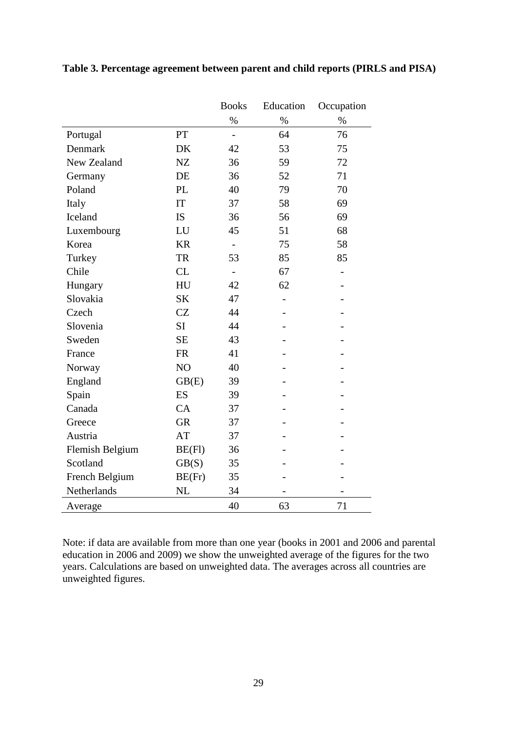**Table 3. Percentage agreement between parent and child reports (PIRLS and PISA)**

| | | Books | Education | Occupation |
|---|---|---|---|---|
| | | % | % | % |
| Portugal | PT | - | 64 | 76 |
| Denmark | DK | 42 | 53 | 75 |
| New Zealand | NZ | 36 | 59 | 72 |
| Germany | DE | 36 | 52 | 71 |
| Poland | PL | 40 | 79 | 70 |
| Italy | IT | 37 | 58 | 69 |
| Iceland | IS | 36 | 56 | 69 |
| Luxembourg | LU | 45 | 51 | 68 |
| Korea | KR | - | 75 | 58 |
| Turkey | TR | 53 | 85 | 85 |
| Chile | CL | - | 67 | - |
| Hungary | HU | 42 | 62 | - |
| Slovakia | SK | 47 | - | - |
| Czech | CZ | 44 | - | - |
| Slovenia | SI | 44 | - | - |
| Sweden | SE | 43 | - | - |
| France | FR | 41 | - | - |
| Norway | NO | 40 | - | - |
| England | GB(E) | 39 | - | - |
| Spain | ES | 39 | - | - |
| Canada | CA | 37 | - | - |
| Greece | GR | 37 | - | - |
| Austria | AT | 37 | - | - |
| Flemish Belgium | BE(Fl) | 36 | - | - |
| Scotland | GB(S) | 35 | - | - |
| French Belgium | BE(Fr) | 35 | - | - |
| Netherlands | NL | 34 | - | - |
| Average | | 40 | 63 | 71 |

Note: if data are available from more than one year (books in 2001 and 2006 and parental education in 2006 and 2009) we show the unweighted average of the figures for the two years. Calculations are based on unweighted data. The averages across all countries are unweighted figures.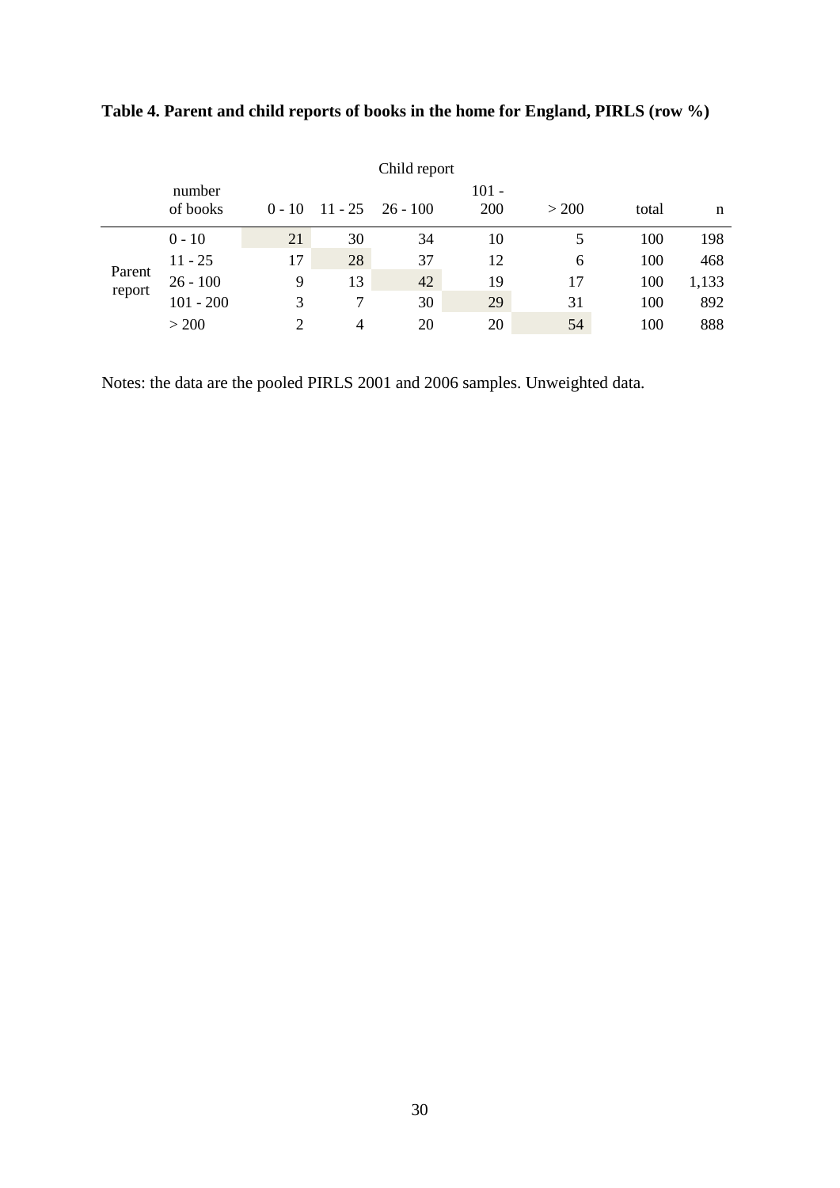**Table 4. Parent and child reports of books in the home for England, PIRLS (row %)**

| | | Child report | | | | | | |
|---|---|---|---|---|---|---|---|---|
| | number of books | 0 - 10 | 11 - 25 | 26 - 100 | 101 - 200 | > 200 | total | n |
| Parent report | 0 - 10 | 21 | 30 | 34 | 10 | 5 | 100 | 198 |
| | 11 - 25 | 17 | 28 | 37 | 12 | 6 | 100 | 468 |
| | 26 - 100 | 9 | 13 | 42 | 19 | 17 | 100 | 1,133 |
| | 101 - 200 | 3 | 7 | 30 | 29 | 31 | 100 | 892 |
| | > 200 | 2 | 4 | 20 | 20 | 54 | 100 | 888 |

Notes: the data are the pooled PIRLS 2001 and 2006 samples. Unweighted data.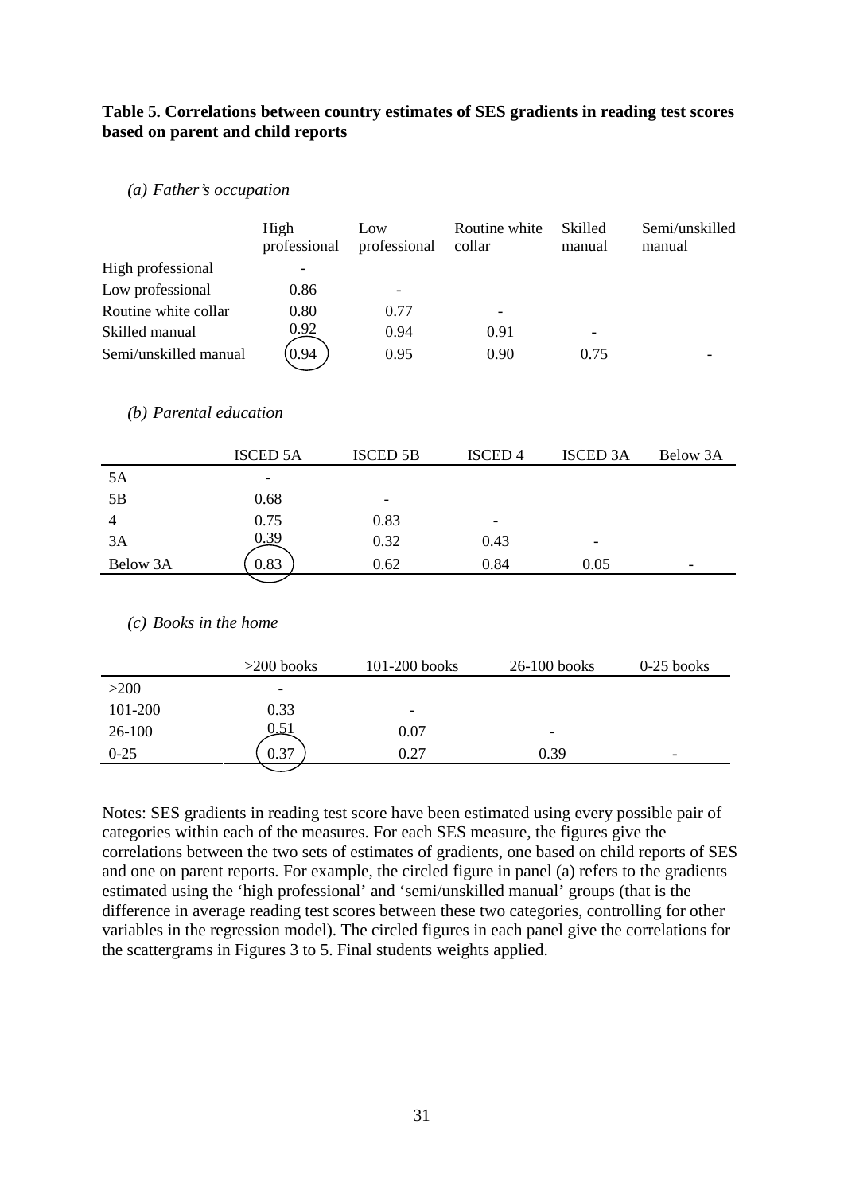**Table 5. Correlations between country estimates of SES gradients in reading test scores based on parent and child reports**

*(a) Father's occupation*

| | High professional | Low professional | Routine white collar | Skilled manual | Semi/unskilled manual |
|---|---|---|---|---|---|
| High professional | - | | | | |
| Low professional | 0.86 | - | | | |
| Routine white collar | 0.80 | 0.77 | - | | |
| Skilled manual | 0.92 | 0.94 | 0.91 | - | |
| Semi/unskilled manual | 0.94 | 0.95 | 0.90 | 0.75 | - |

*(b) Parental education*

| | ISCED 5A | ISCED 5B | ISCED 4 | ISCED 3A | Below 3A |
|---|---|---|---|---|---|
| 5A | - | | | | |
| 5B | 0.68 | - | | | |
| 4 | 0.75 | 0.83 | - | | |
| 3A | 0.39 | 0.32 | 0.43 | - | |
| Below 3A | 0.83 | 0.62 | 0.84 | 0.05 | - |

*(c) Books in the home*

| | >200 books | 101-200 books | 26-100 books | 0-25 books |
|---|---|---|---|---|
| >200 | - | | | |
| 101-200 | 0.33 | - | | |
| 26-100 | 0.51 | 0.07 | - | |
| 0-25 | 0.37 | 0.27 | 0.39 | - |

Notes: SES gradients in reading test score have been estimated using every possible pair of categories within each of the measures. For each SES measure, the figures give the correlations between the two sets of estimates of gradients, one based on child reports of SES and one on parent reports. For example, the circled figure in panel (a) refers to the gradients estimated using the 'high professional' and 'semi/unskilled manual' groups (that is the difference in average reading test scores between these two categories, controlling for other variables in the regression model). The circled figures in each panel give the correlations for the scattergrams in Figures 3 to 5. Final students weights applied.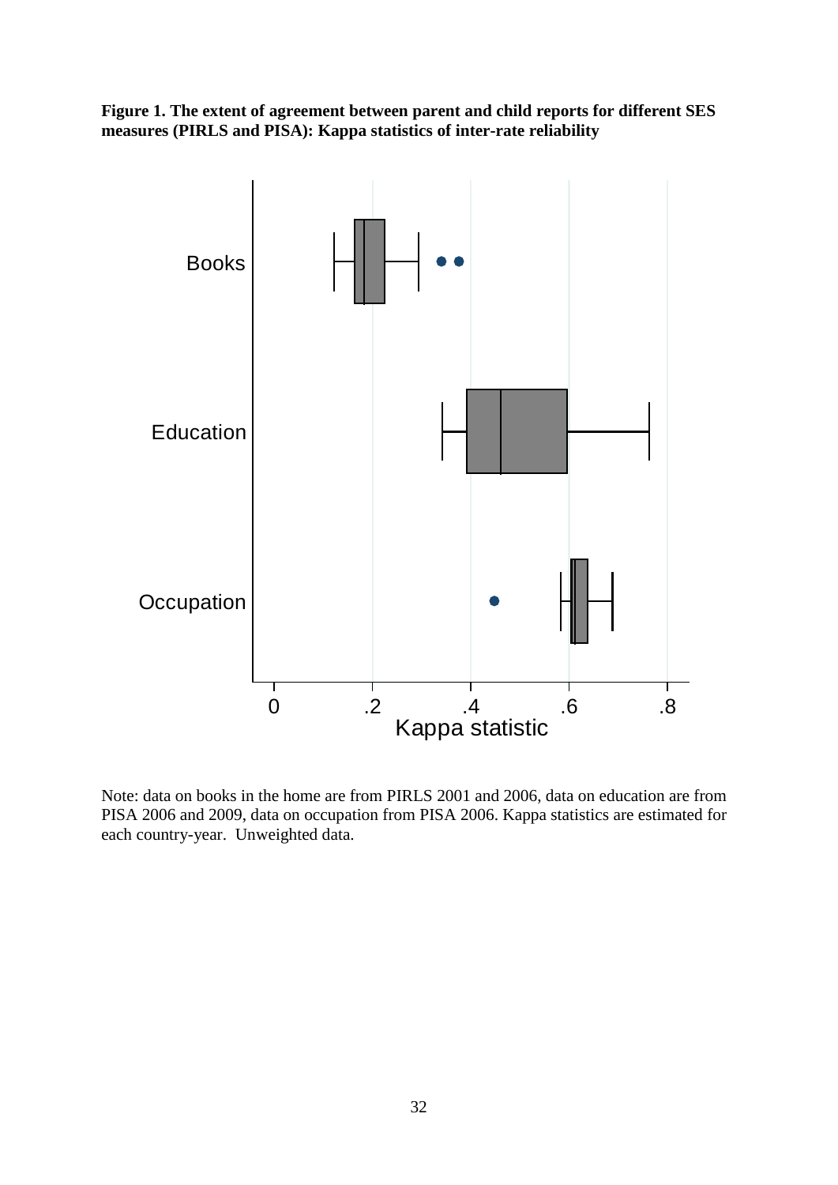**Figure 1. The extent of agreement between parent and child reports for different SES measures (PIRLS and PISA): Kappa statistics of inter-rate reliability**

Note: data on books in the home are from PIRLS 2001 and 2006, data on education are from PISA 2006 and 2009, data on occupation from PISA 2006. Kappa statistics are estimated for each country-year. Unweighted data.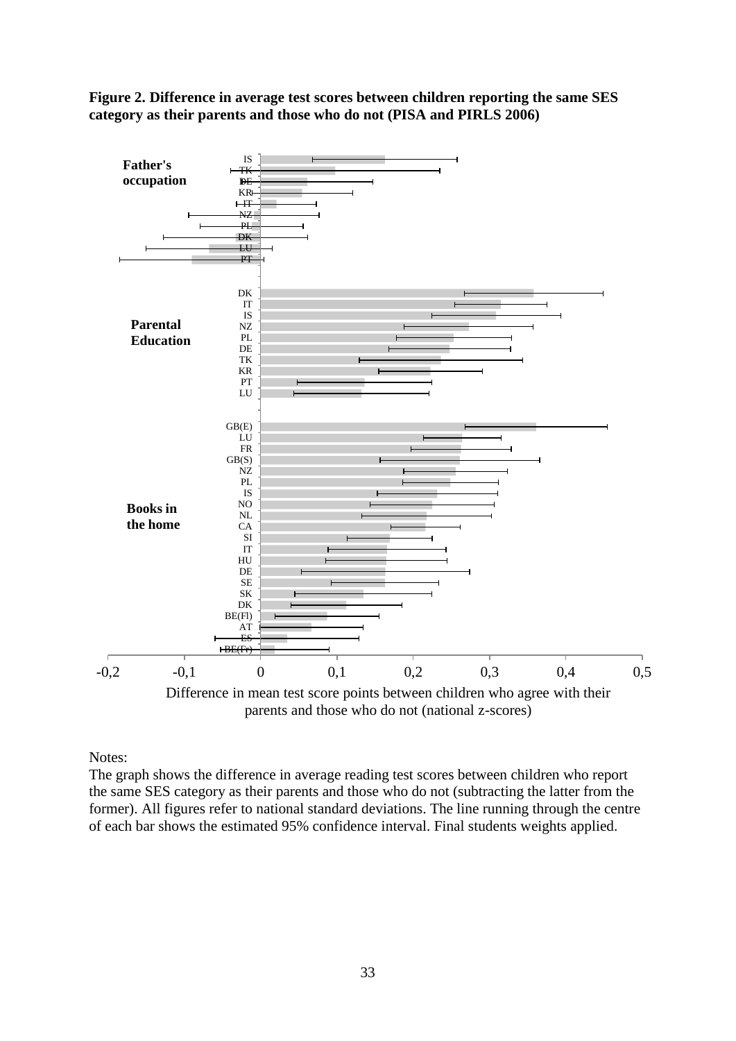**Figure 2. Difference in average test scores between children reporting the same SES category as their parents and those who do not (PISA and PIRLS 2006)**

Father's occupation: IS, TK, DE, KR, IT, NZ, PL, DK, LU, PT

Parental Education: DK, IT, IS, NZ, PL, DE, TK, KR, PT, LU

Books in the home: GB(E), LU, FR, GB(S), NZ, PL, IS, NO, NL, CA, SI, IT, HU, DE, SE, SK, DK, BE(Fl), AT, ES, BE(Fr)

-0,2 -0,1 0 0,1 0,2 0,3 0,4 0,5

Difference in mean test score points between children who agree with their parents and those who do not (national z-scores)

Notes:

The graph shows the difference in average reading test scores between children who report the same SES category as their parents and those who do not (subtracting the latter from the former). All figures refer to national standard deviations. The line running through the centre of each bar shows the estimated 95% confidence interval. Final students weights applied.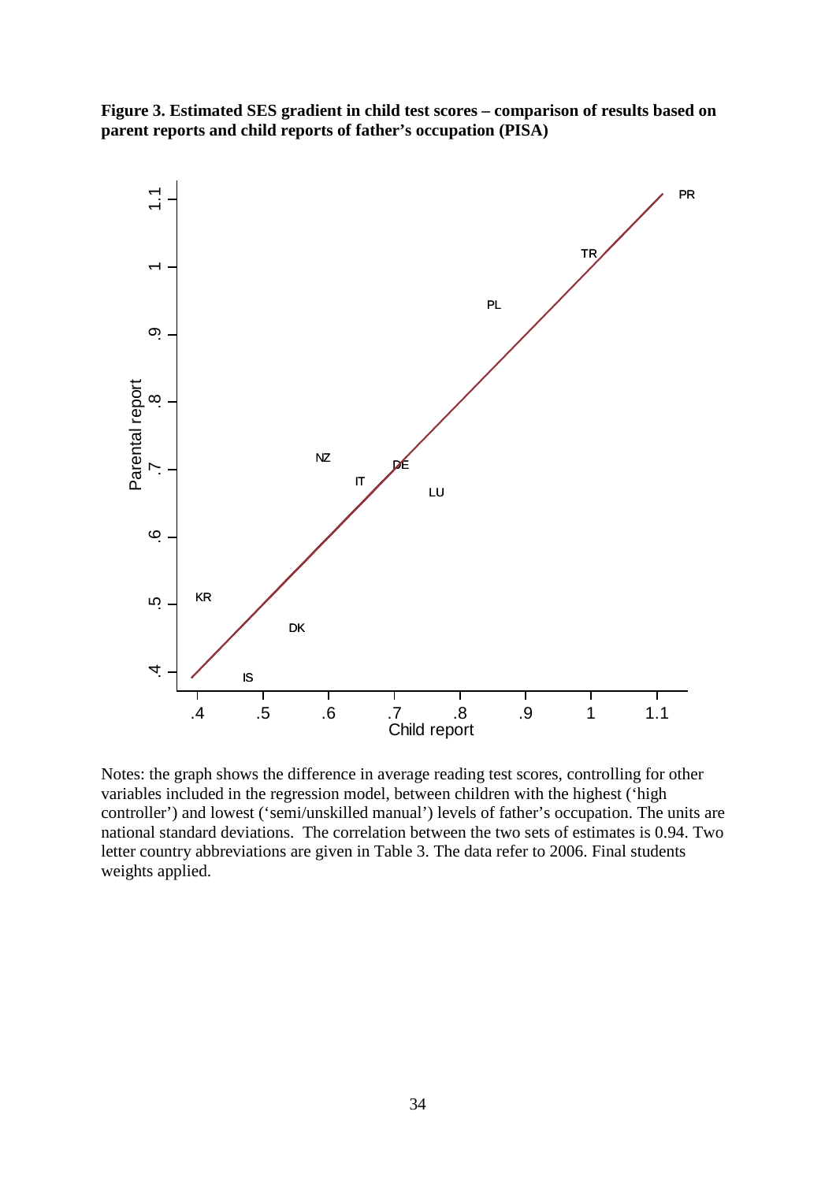**Figure 3. Estimated SES gradient in child test scores – comparison of results based on parent reports and child reports of father's occupation (PISA)**

Notes: the graph shows the difference in average reading test scores, controlling for other variables included in the regression model, between children with the highest ('high controller') and lowest ('semi/unskilled manual') levels of father's occupation. The units are national standard deviations. The correlation between the two sets of estimates is 0.94. Two letter country abbreviations are given in Table 3. The data refer to 2006. Final students weights applied.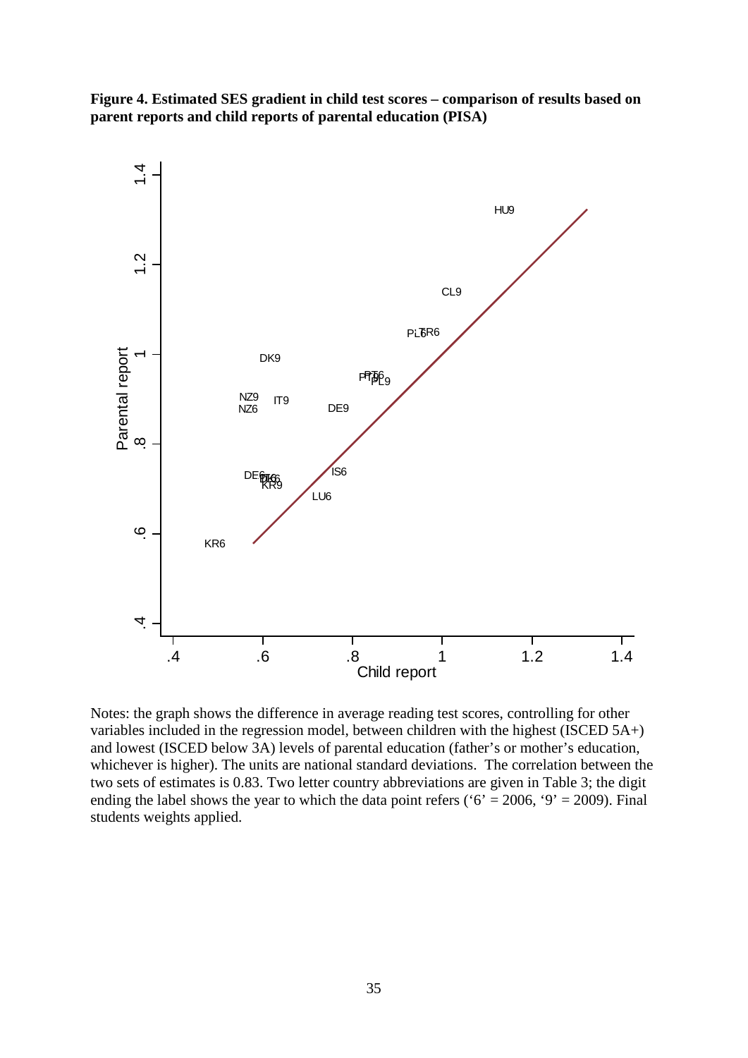**Figure 4. Estimated SES gradient in child test scores – comparison of results based on parent reports and child reports of parental education (PISA)**

Notes: the graph shows the difference in average reading test scores, controlling for other variables included in the regression model, between children with the highest (ISCED 5A+) and lowest (ISCED below 3A) levels of parental education (father's or mother's education, whichever is higher). The units are national standard deviations. The correlation between the two sets of estimates is 0.83. Two letter country abbreviations are given in Table 3; the digit ending the label shows the year to which the data point refers ('6' = 2006, '9' = 2009). Final students weights applied.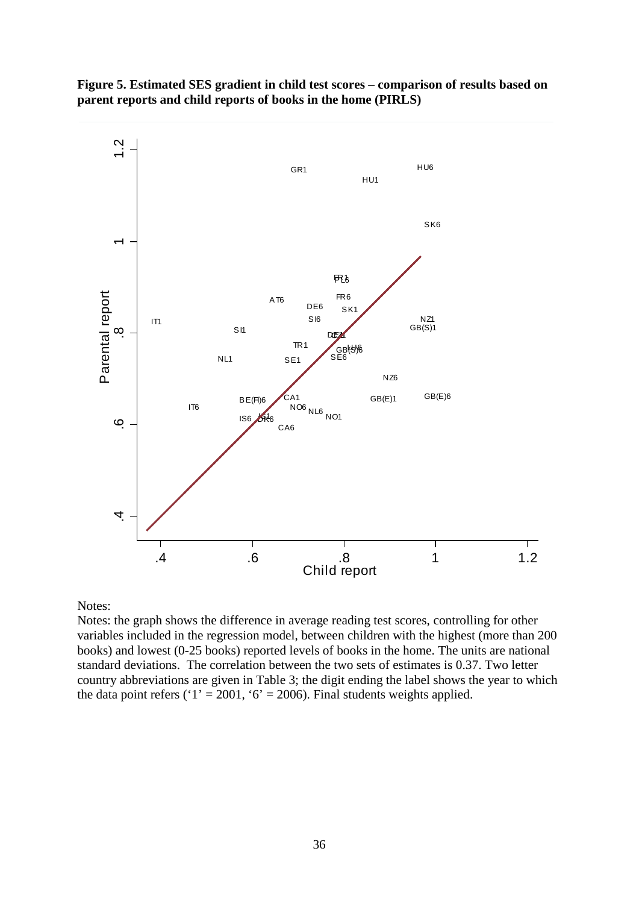**Figure 5. Estimated SES gradient in child test scores – comparison of results based on parent reports and child reports of books in the home (PIRLS)**

Notes:

Notes: the graph shows the difference in average reading test scores, controlling for other variables included in the regression model, between children with the highest (more than 200 books) and lowest (0-25 books) reported levels of books in the home. The units are national standard deviations. The correlation between the two sets of estimates is 0.37. Two letter country abbreviations are given in Table 3; the digit ending the label shows the year to which the data point refers ('1' = 2001, '6' = 2006). Final students weights applied.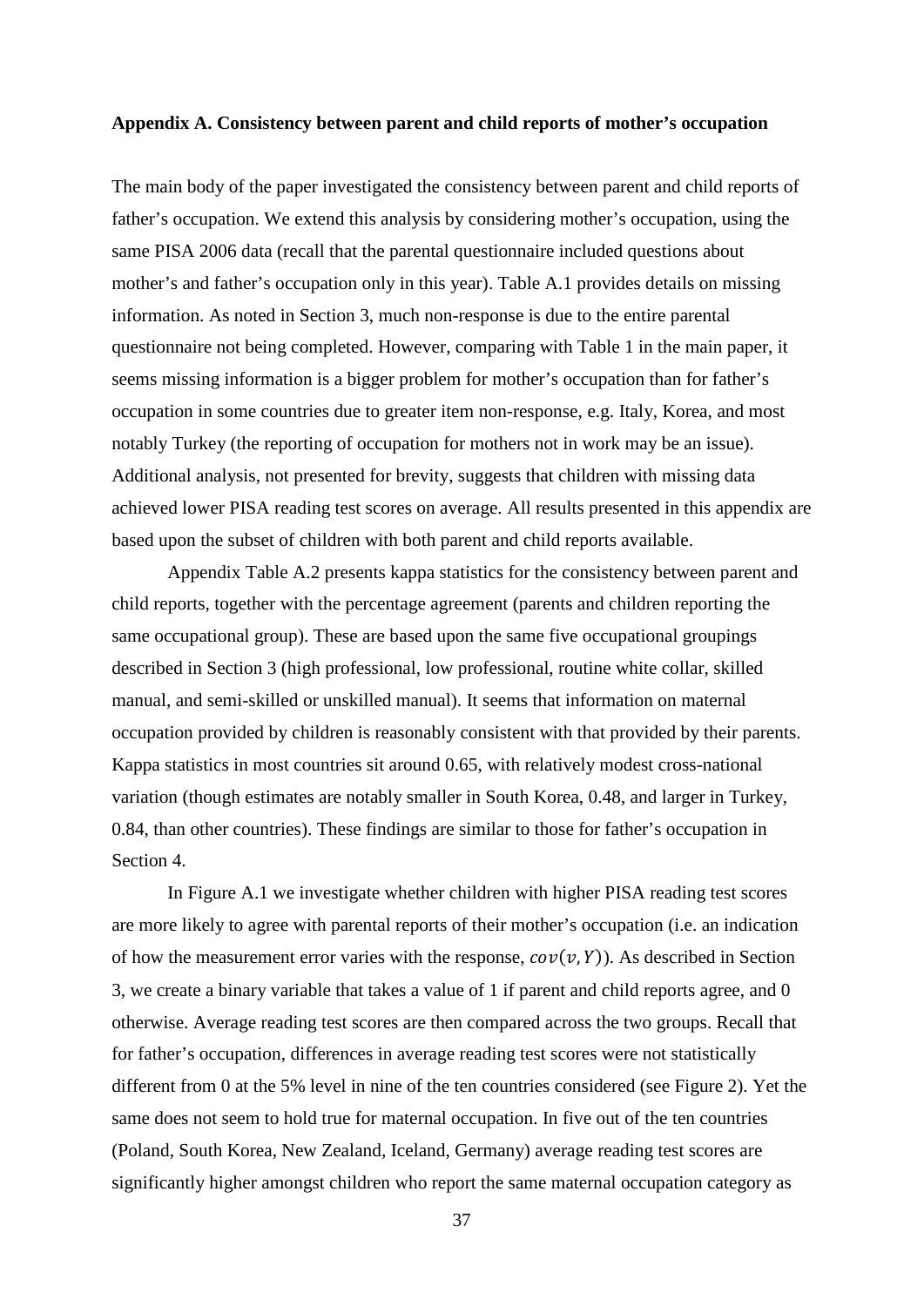**Appendix A. Consistency between parent and child reports of mother's occupation**

The main body of the paper investigated the consistency between parent and child reports of father's occupation. We extend this analysis by considering mother's occupation, using the same PISA 2006 data (recall that the parental questionnaire included questions about mother's and father's occupation only in this year). Table A.1 provides details on missing information. As noted in Section 3, much non-response is due to the entire parental questionnaire not being completed. However, comparing with Table 1 in the main paper, it seems missing information is a bigger problem for mother's occupation than for father's occupation in some countries due to greater item non-response, e.g. Italy, Korea, and most notably Turkey (the reporting of occupation for mothers not in work may be an issue). Additional analysis, not presented for brevity, suggests that children with missing data achieved lower PISA reading test scores on average. All results presented in this appendix are based upon the subset of children with both parent and child reports available.

Appendix Table A.2 presents kappa statistics for the consistency between parent and child reports, together with the percentage agreement (parents and children reporting the same occupational group). These are based upon the same five occupational groupings described in Section 3 (high professional, low professional, routine white collar, skilled manual, and semi-skilled or unskilled manual). It seems that information on maternal occupation provided by children is reasonably consistent with that provided by their parents. Kappa statistics in most countries sit around 0.65, with relatively modest cross-national variation (though estimates are notably smaller in South Korea, 0.48, and larger in Turkey, 0.84, than other countries). These findings are similar to those for father's occupation in Section 4.

In Figure A.1 we investigate whether children with higher PISA reading test scores are more likely to agree with parental reports of their mother's occupation (i.e. an indication of how the measurement error varies with the response, $cov(v, Y)$). As described in Section 3, we create a binary variable that takes a value of 1 if parent and child reports agree, and 0 otherwise. Average reading test scores are then compared across the two groups. Recall that for father's occupation, differences in average reading test scores were not statistically different from 0 at the 5% level in nine of the ten countries considered (see Figure 2). Yet the same does not seem to hold true for maternal occupation. In five out of the ten countries (Poland, South Korea, New Zealand, Iceland, Germany) average reading test scores are significantly higher amongst children who report the same maternal occupation category as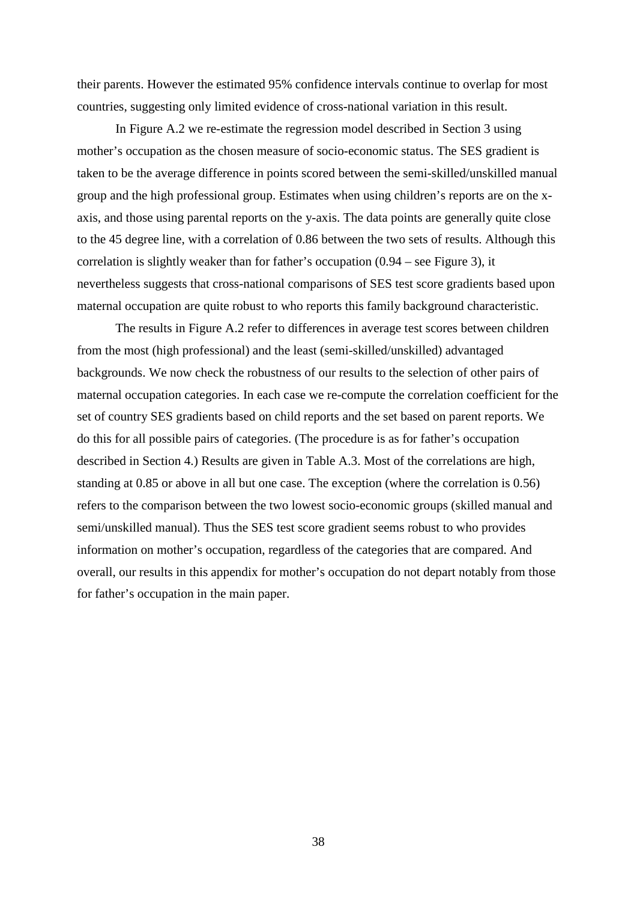their parents. However the estimated 95% confidence intervals continue to overlap for most countries, suggesting only limited evidence of cross-national variation in this result.

In Figure A.2 we re-estimate the regression model described in Section 3 using mother's occupation as the chosen measure of socio-economic status. The SES gradient is taken to be the average difference in points scored between the semi-skilled/unskilled manual group and the high professional group. Estimates when using children's reports are on the x-axis, and those using parental reports on the y-axis. The data points are generally quite close to the 45 degree line, with a correlation of 0.86 between the two sets of results. Although this correlation is slightly weaker than for father's occupation (0.94 – see Figure 3), it nevertheless suggests that cross-national comparisons of SES test score gradients based upon maternal occupation are quite robust to who reports this family background characteristic.

The results in Figure A.2 refer to differences in average test scores between children from the most (high professional) and the least (semi-skilled/unskilled) advantaged backgrounds. We now check the robustness of our results to the selection of other pairs of maternal occupation categories. In each case we re-compute the correlation coefficient for the set of country SES gradients based on child reports and the set based on parent reports. We do this for all possible pairs of categories. (The procedure is as for father's occupation described in Section 4.) Results are given in Table A.3. Most of the correlations are high, standing at 0.85 or above in all but one case. The exception (where the correlation is 0.56) refers to the comparison between the two lowest socio-economic groups (skilled manual and semi/unskilled manual). Thus the SES test score gradient seems robust to who provides information on mother's occupation, regardless of the categories that are compared. And overall, our results in this appendix for mother's occupation do not depart notably from those for father's occupation in the main paper.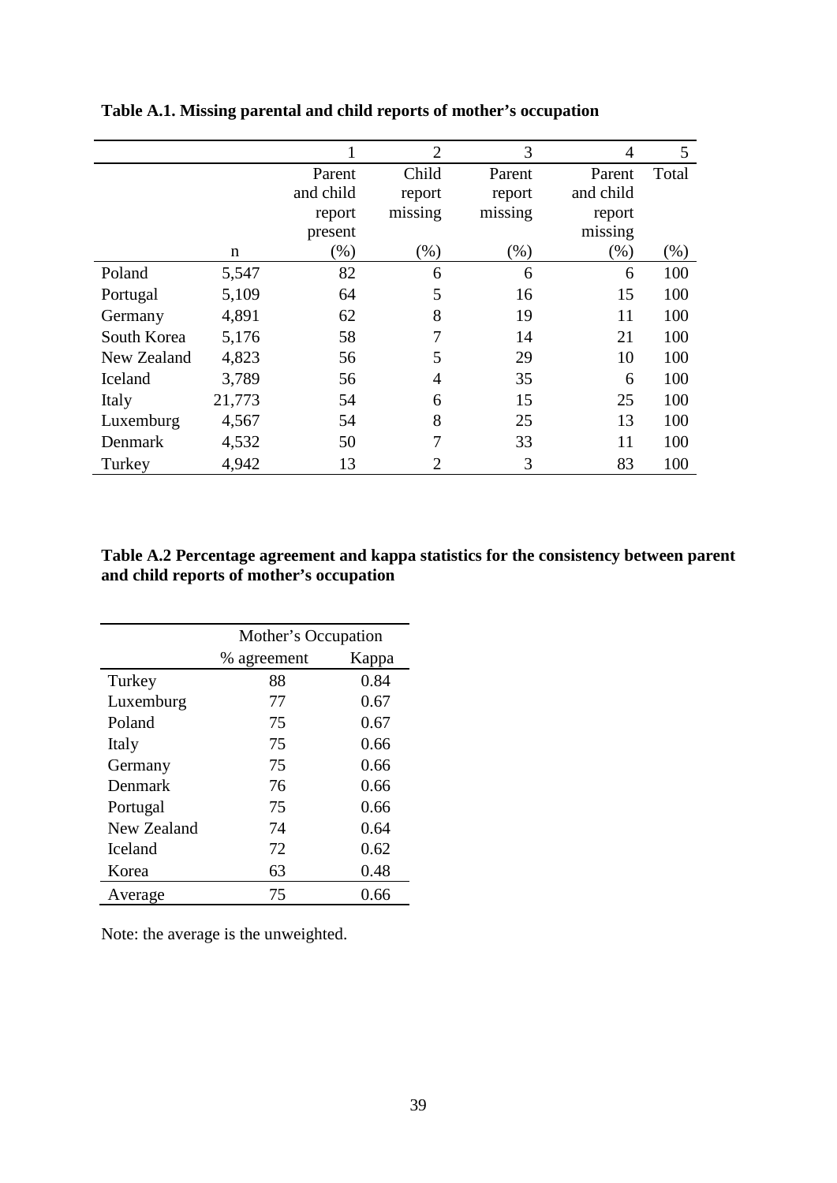**Table A.1. Missing parental and child reports of mother's occupation**

| | | 1 | 2 | 3 | 4 | 5 |
|---|---|---|---|---|---|---|
| | | Parent and child report present | Child report missing | Parent report missing | Parent and child report missing | Total |
| | n | (%) | (%) | (%) | (%) | (%) |
| Poland | 5,547 | 82 | 6 | 6 | 6 | 100 |
| Portugal | 5,109 | 64 | 5 | 16 | 15 | 100 |
| Germany | 4,891 | 62 | 8 | 19 | 11 | 100 |
| South Korea | 5,176 | 58 | 7 | 14 | 21 | 100 |
| New Zealand | 4,823 | 56 | 5 | 29 | 10 | 100 |
| Iceland | 3,789 | 56 | 4 | 35 | 6 | 100 |
| Italy | 21,773 | 54 | 6 | 15 | 25 | 100 |
| Luxemburg | 4,567 | 54 | 8 | 25 | 13 | 100 |
| Denmark | 4,532 | 50 | 7 | 33 | 11 | 100 |
| Turkey | 4,942 | 13 | 2 | 3 | 83 | 100 |

**Table A.2 Percentage agreement and kappa statistics for the consistency between parent and child reports of mother's occupation**

| | Mother's Occupation | |
|---|---|---|
| | % agreement | Kappa |
| Turkey | 88 | 0.84 |
| Luxemburg | 77 | 0.67 |
| Poland | 75 | 0.67 |
| Italy | 75 | 0.66 |
| Germany | 75 | 0.66 |
| Denmark | 76 | 0.66 |
| Portugal | 75 | 0.66 |
| New Zealand | 74 | 0.64 |
| Iceland | 72 | 0.62 |
| Korea | 63 | 0.48 |
| Average | 75 | 0.66 |

Note: the average is the unweighted.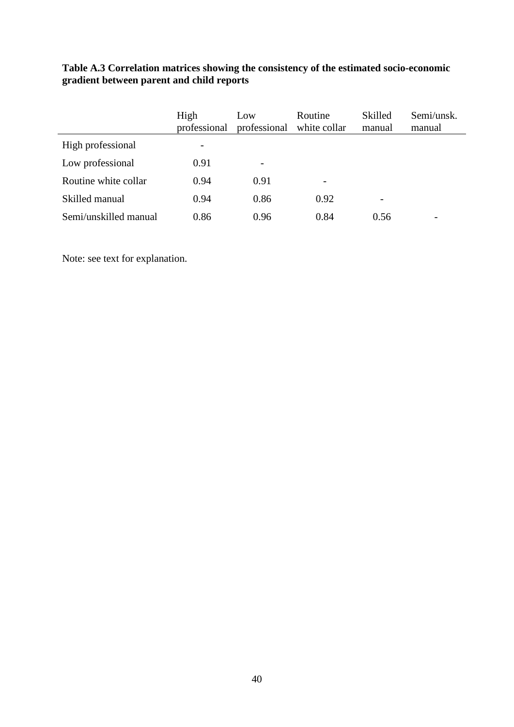**Table A.3 Correlation matrices showing the consistency of the estimated socio-economic gradient between parent and child reports**

| | High professional | Low professional | Routine white collar | Skilled manual | Semi/unsk. manual |
|---|---|---|---|---|---|
| High professional | - | | | | |
| Low professional | 0.91 | - | | | |
| Routine white collar | 0.94 | 0.91 | - | | |
| Skilled manual | 0.94 | 0.86 | 0.92 | - | |
| Semi/unskilled manual | 0.86 | 0.96 | 0.84 | 0.56 | - |

Note: see text for explanation.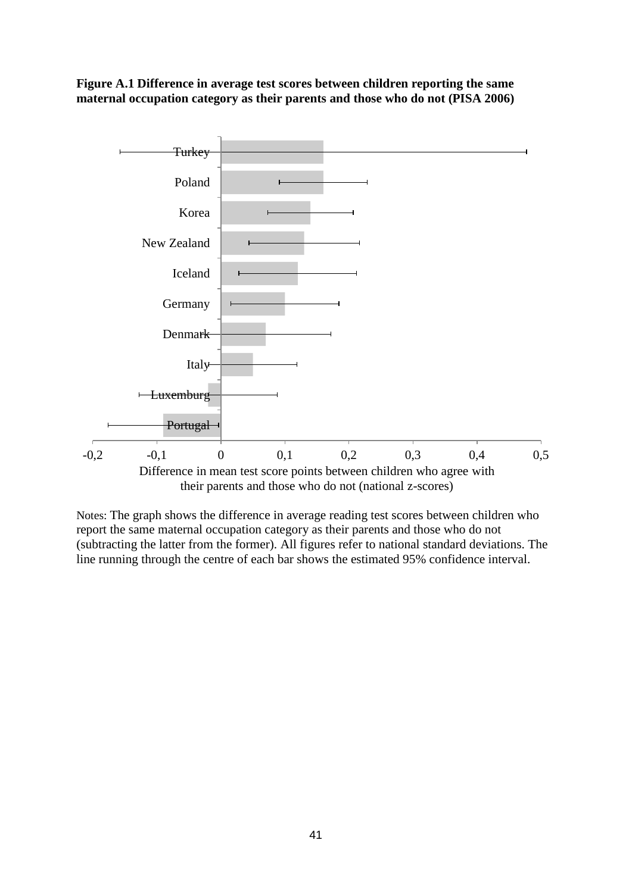**Figure A.1 Difference in average test scores between children reporting the same maternal occupation category as their parents and those who do not (PISA 2006)**

Notes: The graph shows the difference in average reading test scores between children who report the same maternal occupation category as their parents and those who do not (subtracting the latter from the former). All figures refer to national standard deviations. The line running through the centre of each bar shows the estimated 95% confidence interval.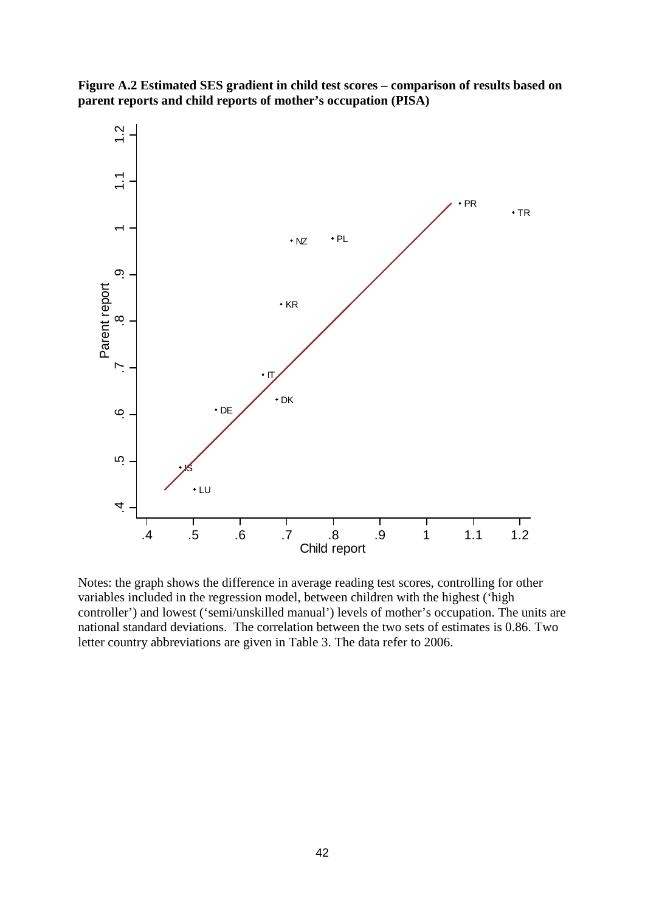**Figure A.2 Estimated SES gradient in child test scores – comparison of results based on parent reports and child reports of mother's occupation (PISA)**

Notes: the graph shows the difference in average reading test scores, controlling for other variables included in the regression model, between children with the highest ('high controller') and lowest ('semi/unskilled manual') levels of mother's occupation. The units are national standard deviations. The correlation between the two sets of estimates is 0.86. Two letter country abbreviations are given in Table 3. The data refer to 2006.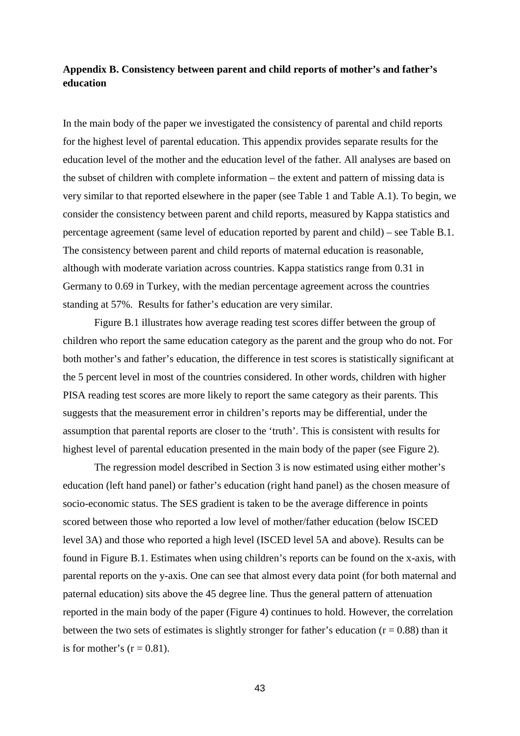## Appendix B. Consistency between parent and child reports of mother's and father's education

In the main body of the paper we investigated the consistency of parental and child reports for the highest level of parental education. This appendix provides separate results for the education level of the mother and the education level of the father. All analyses are based on the subset of children with complete information – the extent and pattern of missing data is very similar to that reported elsewhere in the paper (see Table 1 and Table A.1). To begin, we consider the consistency between parent and child reports, measured by Kappa statistics and percentage agreement (same level of education reported by parent and child) – see Table B.1. The consistency between parent and child reports of maternal education is reasonable, although with moderate variation across countries. Kappa statistics range from 0.31 in Germany to 0.69 in Turkey, with the median percentage agreement across the countries standing at 57%. Results for father's education are very similar.

Figure B.1 illustrates how average reading test scores differ between the group of children who report the same education category as the parent and the group who do not. For both mother's and father's education, the difference in test scores is statistically significant at the 5 percent level in most of the countries considered. In other words, children with higher PISA reading test scores are more likely to report the same category as their parents. This suggests that the measurement error in children's reports may be differential, under the assumption that parental reports are closer to the 'truth'. This is consistent with results for highest level of parental education presented in the main body of the paper (see Figure 2).

The regression model described in Section 3 is now estimated using either mother's education (left hand panel) or father's education (right hand panel) as the chosen measure of socio-economic status. The SES gradient is taken to be the average difference in points scored between those who reported a low level of mother/father education (below ISCED level 3A) and those who reported a high level (ISCED level 5A and above). Results can be found in Figure B.1. Estimates when using children's reports can be found on the x-axis, with parental reports on the y-axis. One can see that almost every data point (for both maternal and paternal education) sits above the 45 degree line. Thus the general pattern of attenuation reported in the main body of the paper (Figure 4) continues to hold. However, the correlation between the two sets of estimates is slightly stronger for father's education ($r = 0.88$) than it is for mother's ($r = 0.81$).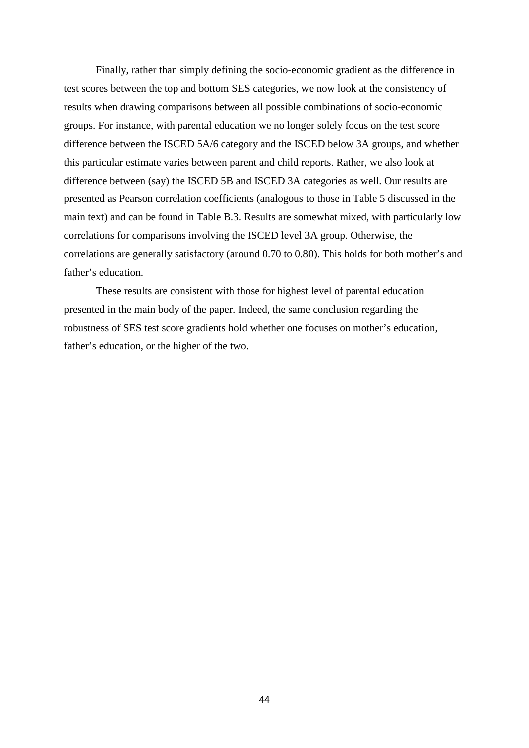Finally, rather than simply defining the socio-economic gradient as the difference in test scores between the top and bottom SES categories, we now look at the consistency of results when drawing comparisons between all possible combinations of socio-economic groups. For instance, with parental education we no longer solely focus on the test score difference between the ISCED 5A/6 category and the ISCED below 3A groups, and whether this particular estimate varies between parent and child reports. Rather, we also look at difference between (say) the ISCED 5B and ISCED 3A categories as well. Our results are presented as Pearson correlation coefficients (analogous to those in Table 5 discussed in the main text) and can be found in Table B.3. Results are somewhat mixed, with particularly low correlations for comparisons involving the ISCED level 3A group. Otherwise, the correlations are generally satisfactory (around 0.70 to 0.80). This holds for both mother's and father's education.

These results are consistent with those for highest level of parental education presented in the main body of the paper. Indeed, the same conclusion regarding the robustness of SES test score gradients hold whether one focuses on mother's education, father's education, or the higher of the two.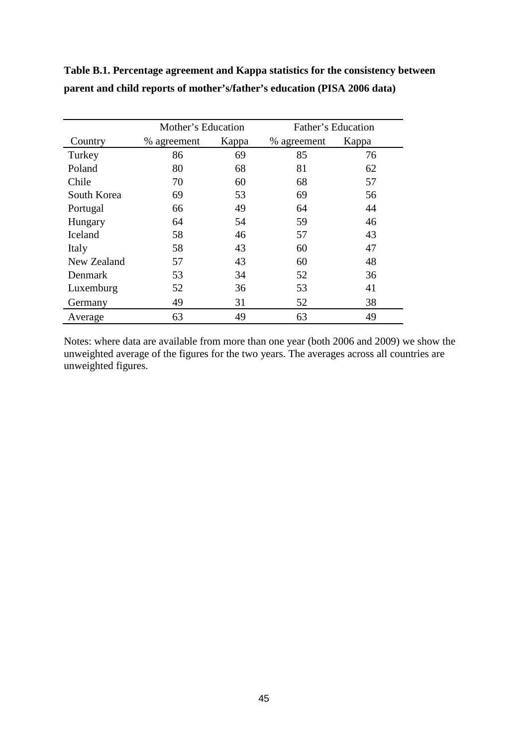**Table B.1. Percentage agreement and Kappa statistics for the consistency between parent and child reports of mother's/father's education (PISA 2006 data)**

| | Mother's Education | | Father's Education | |
|---|---|---|---|---|
| Country | % agreement | Kappa | % agreement | Kappa |
| Turkey | 86 | 69 | 85 | 76 |
| Poland | 80 | 68 | 81 | 62 |
| Chile | 70 | 60 | 68 | 57 |
| South Korea | 69 | 53 | 69 | 56 |
| Portugal | 66 | 49 | 64 | 44 |
| Hungary | 64 | 54 | 59 | 46 |
| Iceland | 58 | 46 | 57 | 43 |
| Italy | 58 | 43 | 60 | 47 |
| New Zealand | 57 | 43 | 60 | 48 |
| Denmark | 53 | 34 | 52 | 36 |
| Luxemburg | 52 | 36 | 53 | 41 |
| Germany | 49 | 31 | 52 | 38 |
| Average | 63 | 49 | 63 | 49 |

Notes: where data are available from more than one year (both 2006 and 2009) we show the unweighted average of the figures for the two years. The averages across all countries are unweighted figures.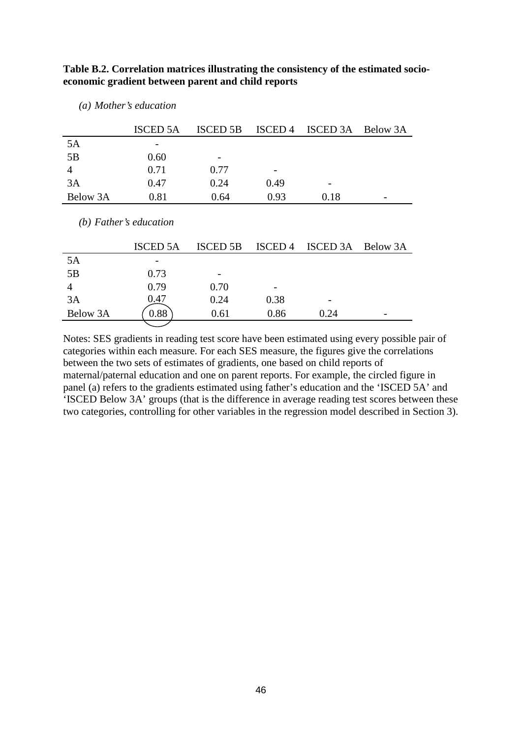**Table B.2. Correlation matrices illustrating the consistency of the estimated socio-economic gradient between parent and child reports**

*(a) Mother's education*

| | ISCED 5A | ISCED 5B | ISCED 4 | ISCED 3A | Below 3A |
|---|---|---|---|---|---|
| 5A | - | | | | |
| 5B | 0.60 | - | | | |
| 4 | 0.71 | 0.77 | - | | |
| 3A | 0.47 | 0.24 | 0.49 | - | |
| Below 3A | 0.81 | 0.64 | 0.93 | 0.18 | - |

*(b) Father's education*

| | ISCED 5A | ISCED 5B | ISCED 4 | ISCED 3A | Below 3A |
|---|---|---|---|---|---|
| 5A | - | | | | |
| 5B | 0.73 | - | | | |
| 4 | 0.79 | 0.70 | - | | |
| 3A | 0.47 | 0.24 | 0.38 | - | |
| Below 3A | 0.88 | 0.61 | 0.86 | 0.24 | - |

Notes: SES gradients in reading test score have been estimated using every possible pair of categories within each measure. For each SES measure, the figures give the correlations between the two sets of estimates of gradients, one based on child reports of maternal/paternal education and one on parent reports. For example, the circled figure in panel (a) refers to the gradients estimated using father's education and the 'ISCED 5A' and 'ISCED Below 3A' groups (that is the difference in average reading test scores between these two categories, controlling for other variables in the regression model described in Section 3).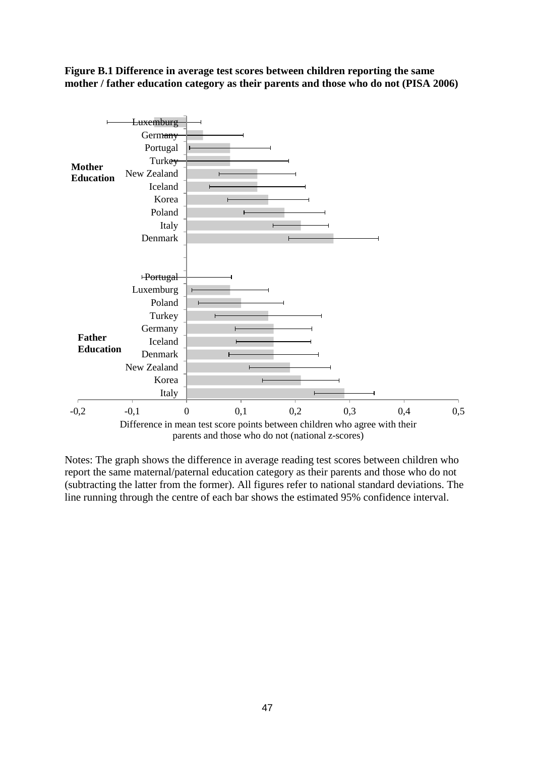**Figure B.1 Difference in average test scores between children reporting the same mother / father education category as their parents and those who do not (PISA 2006)**

Notes: The graph shows the difference in average reading test scores between children who report the same maternal/paternal education category as their parents and those who do not (subtracting the latter from the former). All figures refer to national standard deviations. The line running through the centre of each bar shows the estimated 95% confidence interval.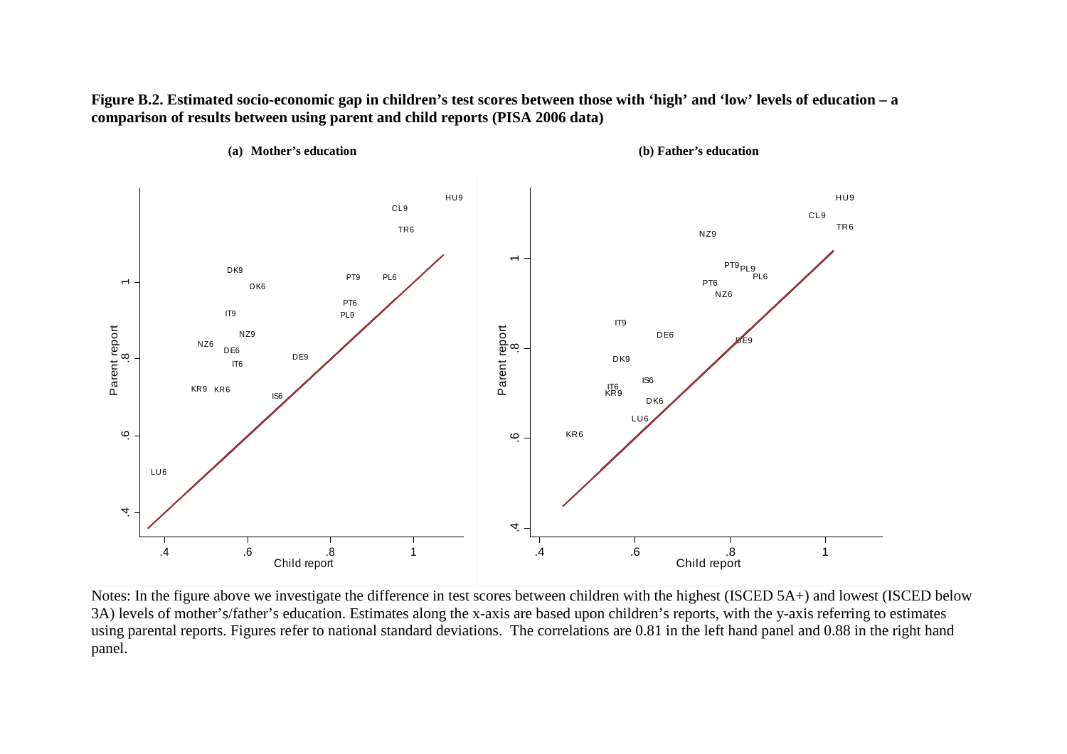**Figure B.2. Estimated socio-economic gap in children's test scores between those with 'high' and 'low' levels of education – a comparison of results between using parent and child reports (PISA 2006 data)**

**(a) Mother's education**

HU9
CL9
TR6
DK9
PT9
PL6
DK6
PT6
IT9
PL9
NZ9
NZ6
DE6
DE9
IT6
KR9
KR6
IS6
LU6

Parent report

.4
.6
.8
1

Child report

.4
.6
.8
1

**(b) Father's education**

HU9
CL9
TR6
NZ9
PT9
PL9
PL6
PT6
NZ6
IT9
DE6
DE9
DK9
IS6
IT6
KR9
DK6
LU6
KR6

Parent report

.4
.6
.8
1

Child report

.4
.6
.8
1

Notes: In the figure above we investigate the difference in test scores between children with the highest (ISCED 5A+) and lowest (ISCED below 3A) levels of mother's/father's education. Estimates along the x-axis are based upon children's reports, with the y-axis referring to estimates using parental reports. Figures refer to national standard deviations. The correlations are 0.81 in the left hand panel and 0.88 in the right hand panel.